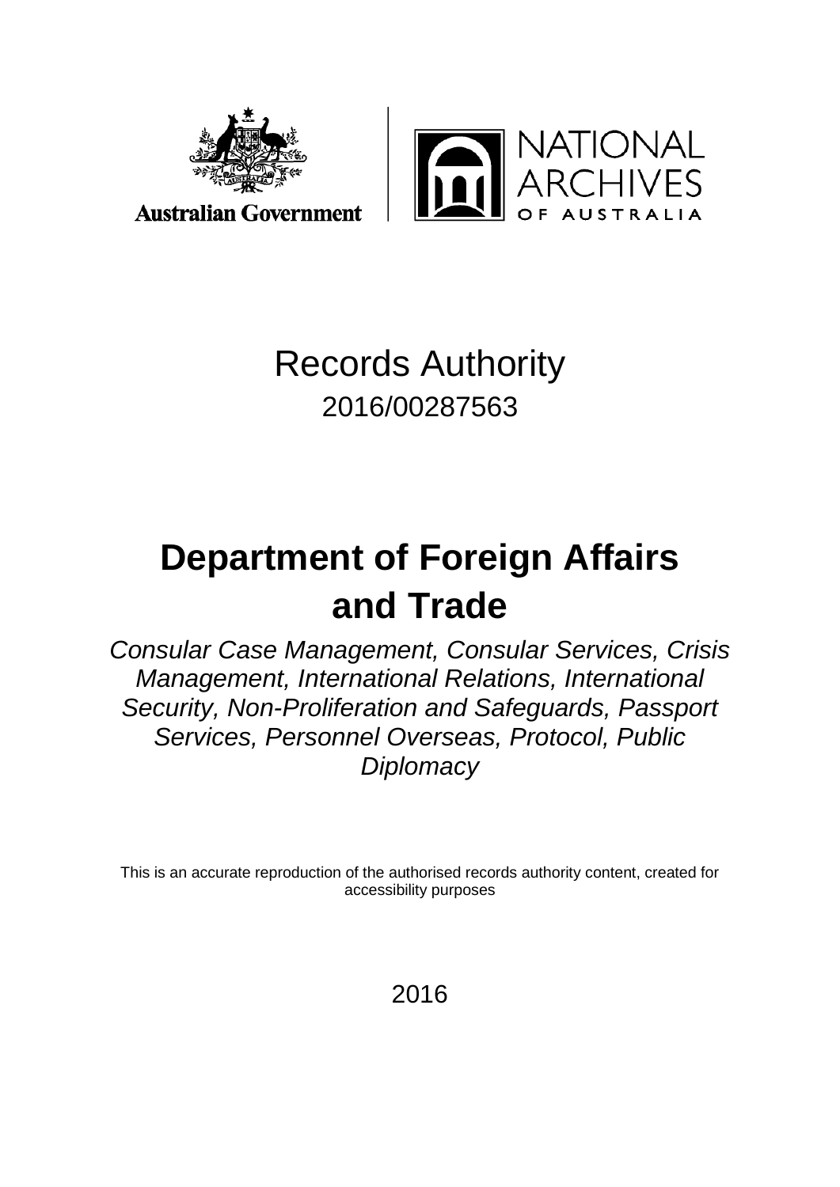Australian Government

NATIONAL ARCHIVES OF AUSTRALIA

# Records Authority

2016/00287563

# Department of Foreign Affairs and Trade

*Consular Case Management, Consular Services, Crisis Management, International Relations, International Security, Non-Proliferation and Safeguards, Passport Services, Personnel Overseas, Protocol, Public Diplomacy*

This is an accurate reproduction of the authorised records authority content, created for accessibility purposes

2016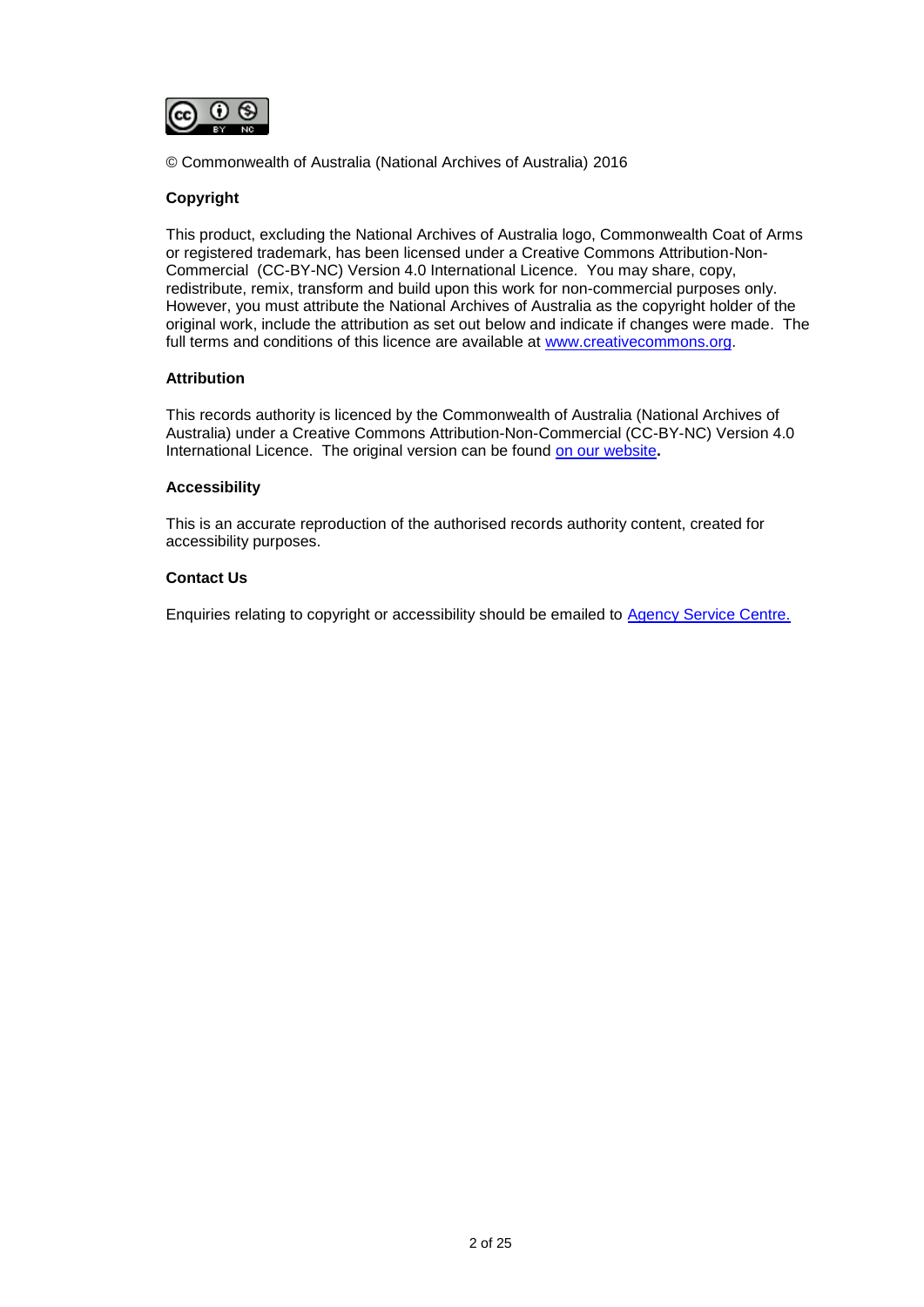© Commonwealth of Australia (National Archives of Australia) 2016

**Copyright**

This product, excluding the National Archives of Australia logo, Commonwealth Coat of Arms or registered trademark, has been licensed under a Creative Commons Attribution-Non-Commercial (CC-BY-NC) Version 4.0 International Licence. You may share, copy, redistribute, remix, transform and build upon this work for non-commercial purposes only. However, you must attribute the National Archives of Australia as the copyright holder of the original work, include the attribution as set out below and indicate if changes were made. The full terms and conditions of this licence are available at [www.creativecommons.org](www.creativecommons.org).

**Attribution**

This records authority is licenced by the Commonwealth of Australia (National Archives of Australia) under a Creative Commons Attribution-Non-Commercial (CC-BY-NC) Version 4.0 International Licence. The original version can be found on our website**.**

**Accessibility**

This is an accurate reproduction of the authorised records authority content, created for accessibility purposes.

**Contact Us**

Enquiries relating to copyright or accessibility should be emailed to Agency Service Centre.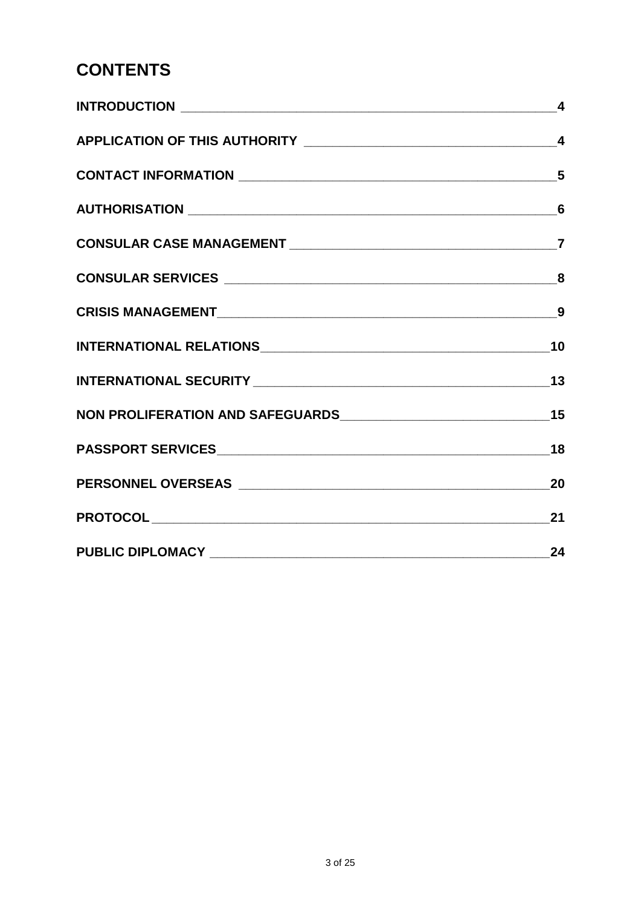# CONTENTS

| | |
|---|---|
| **INTRODUCTION** | **4** |
| **APPLICATION OF THIS AUTHORITY** | **4** |
| **CONTACT INFORMATION** | **5** |
| **AUTHORISATION** | **6** |
| **CONSULAR CASE MANAGEMENT** | **7** |
| **CONSULAR SERVICES** | **8** |
| **CRISIS MANAGEMENT** | **9** |
| **INTERNATIONAL RELATIONS** | **10** |
| **INTERNATIONAL SECURITY** | **13** |
| **NON PROLIFERATION AND SAFEGUARDS** | **15** |
| **PASSPORT SERVICES** | **18** |
| **PERSONNEL OVERSEAS** | **20** |
| **PROTOCOL** | **21** |
| **PUBLIC DIPLOMACY** | **24** |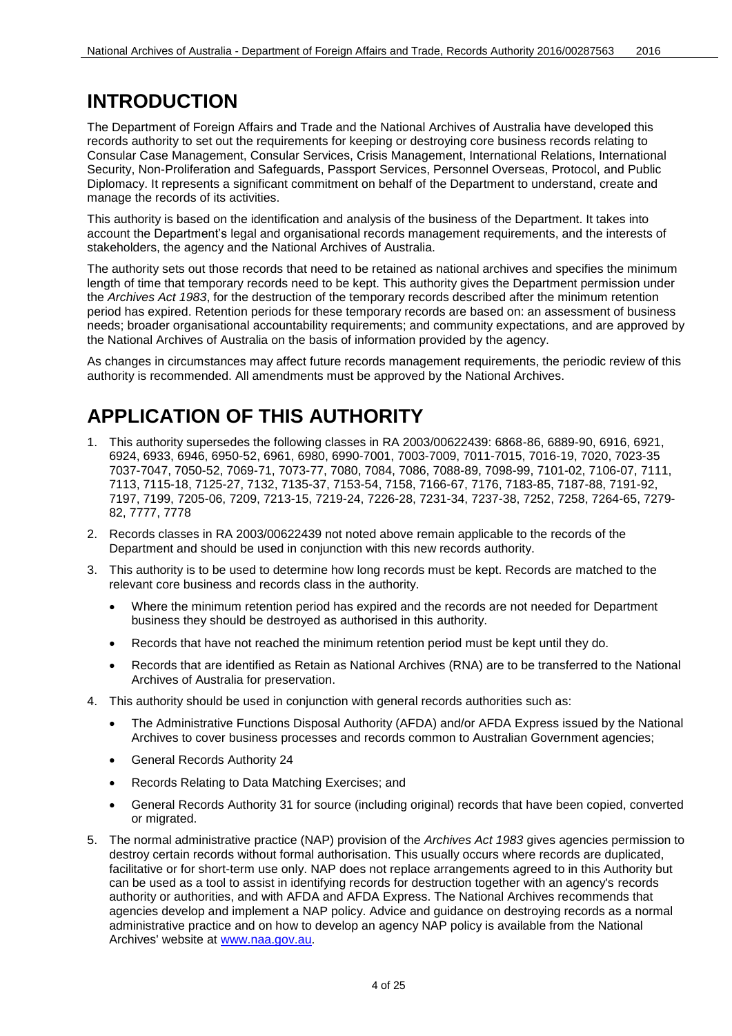# INTRODUCTION

The Department of Foreign Affairs and Trade and the National Archives of Australia have developed this records authority to set out the requirements for keeping or destroying core business records relating to Consular Case Management, Consular Services, Crisis Management, International Relations, International Security, Non-Proliferation and Safeguards, Passport Services, Personnel Overseas, Protocol, and Public Diplomacy. It represents a significant commitment on behalf of the Department to understand, create and manage the records of its activities.

This authority is based on the identification and analysis of the business of the Department. It takes into account the Department's legal and organisational records management requirements, and the interests of stakeholders, the agency and the National Archives of Australia.

The authority sets out those records that need to be retained as national archives and specifies the minimum length of time that temporary records need to be kept. This authority gives the Department permission under the *Archives Act 1983*, for the destruction of the temporary records described after the minimum retention period has expired. Retention periods for these temporary records are based on: an assessment of business needs; broader organisational accountability requirements; and community expectations, and are approved by the National Archives of Australia on the basis of information provided by the agency.

As changes in circumstances may affect future records management requirements, the periodic review of this authority is recommended. All amendments must be approved by the National Archives.

# APPLICATION OF THIS AUTHORITY

1. This authority supersedes the following classes in RA 2003/00622439: 6868-86, 6889-90, 6916, 6921, 6924, 6933, 6946, 6950-52, 6961, 6980, 6990-7001, 7003-7009, 7011-7015, 7016-19, 7020, 7023-35 7037-7047, 7050-52, 7069-71, 7073-77, 7080, 7084, 7086, 7088-89, 7098-99, 7101-02, 7106-07, 7111, 7113, 7115-18, 7125-27, 7132, 7135-37, 7153-54, 7158, 7166-67, 7176, 7183-85, 7187-88, 7191-92, 7197, 7199, 7205-06, 7209, 7213-15, 7219-24, 7226-28, 7231-34, 7237-38, 7252, 7258, 7264-65, 7279-82, 7777, 7778
2. Records classes in RA 2003/00622439 not noted above remain applicable to the records of the Department and should be used in conjunction with this new records authority.
3. This authority is to be used to determine how long records must be kept. Records are matched to the relevant core business and records class in the authority.
   - Where the minimum retention period has expired and the records are not needed for Department business they should be destroyed as authorised in this authority.
   - Records that have not reached the minimum retention period must be kept until they do.
   - Records that are identified as Retain as National Archives (RNA) are to be transferred to the National Archives of Australia for preservation.
4. This authority should be used in conjunction with general records authorities such as:
   - The Administrative Functions Disposal Authority (AFDA) and/or AFDA Express issued by the National Archives to cover business processes and records common to Australian Government agencies;
   - General Records Authority 24
   - Records Relating to Data Matching Exercises; and
   - General Records Authority 31 for source (including original) records that have been copied, converted or migrated.
5. The normal administrative practice (NAP) provision of the *Archives Act 1983* gives agencies permission to destroy certain records without formal authorisation. This usually occurs where records are duplicated, facilitative or for short-term use only. NAP does not replace arrangements agreed to in this Authority but can be used as a tool to assist in identifying records for destruction together with an agency's records authority or authorities, and with AFDA and AFDA Express. The National Archives recommends that agencies develop and implement a NAP policy. Advice and guidance on destroying records as a normal administrative practice and on how to develop an agency NAP policy is available from the National Archives' website at [www.naa.gov.au](www.naa.gov.au).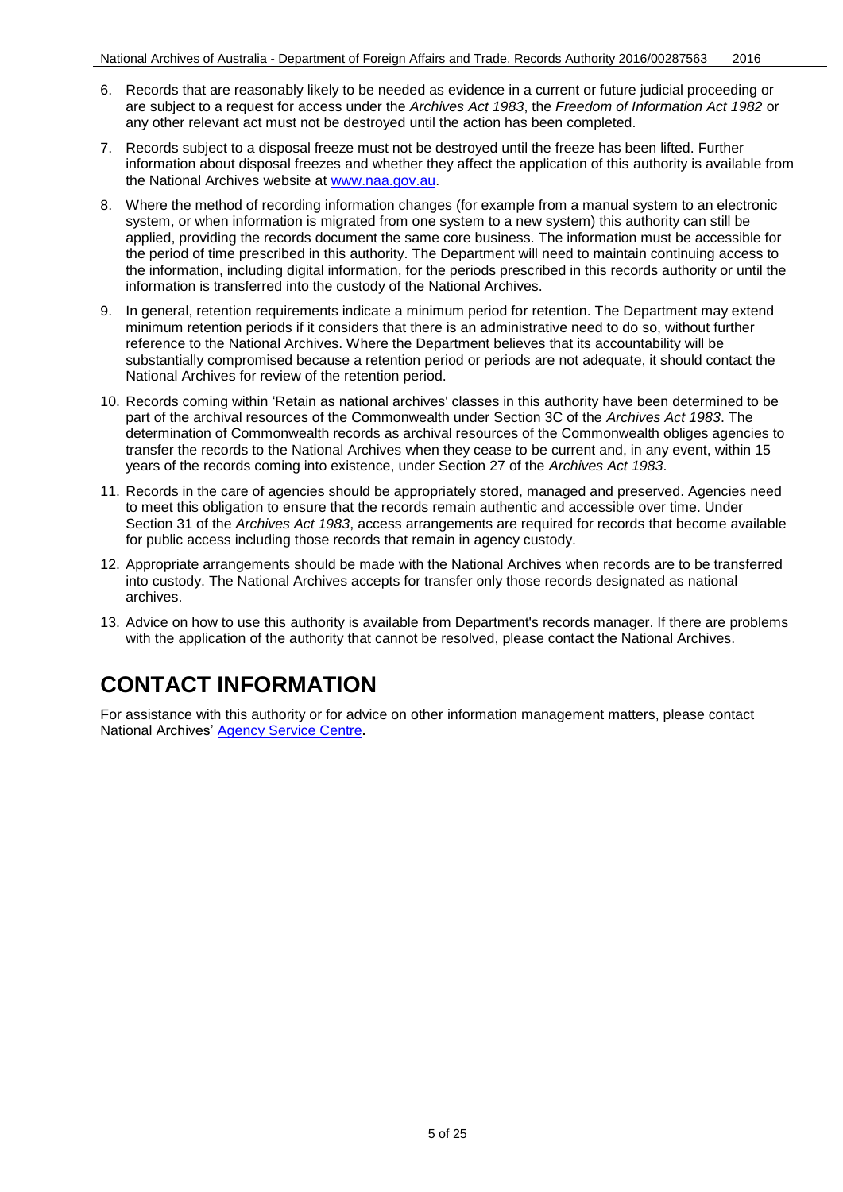6. Records that are reasonably likely to be needed as evidence in a current or future judicial proceeding or are subject to a request for access under the *Archives Act 1983*, the *Freedom of Information Act 1982* or any other relevant act must not be destroyed until the action has been completed.
7. Records subject to a disposal freeze must not be destroyed until the freeze has been lifted. Further information about disposal freezes and whether they affect the application of this authority is available from the National Archives website at [www.naa.gov.au](www.naa.gov.au).
8. Where the method of recording information changes (for example from a manual system to an electronic system, or when information is migrated from one system to a new system) this authority can still be applied, providing the records document the same core business. The information must be accessible for the period of time prescribed in this authority. The Department will need to maintain continuing access to the information, including digital information, for the periods prescribed in this records authority or until the information is transferred into the custody of the National Archives.
9. In general, retention requirements indicate a minimum period for retention. The Department may extend minimum retention periods if it considers that there is an administrative need to do so, without further reference to the National Archives. Where the Department believes that its accountability will be substantially compromised because a retention period or periods are not adequate, it should contact the National Archives for review of the retention period.
10. Records coming within 'Retain as national archives' classes in this authority have been determined to be part of the archival resources of the Commonwealth under Section 3C of the *Archives Act 1983*. The determination of Commonwealth records as archival resources of the Commonwealth obliges agencies to transfer the records to the National Archives when they cease to be current and, in any event, within 15 years of the records coming into existence, under Section 27 of the *Archives Act 1983*.
11. Records in the care of agencies should be appropriately stored, managed and preserved. Agencies need to meet this obligation to ensure that the records remain authentic and accessible over time. Under Section 31 of the *Archives Act 1983*, access arrangements are required for records that become available for public access including those records that remain in agency custody.
12. Appropriate arrangements should be made with the National Archives when records are to be transferred into custody. The National Archives accepts for transfer only those records designated as national archives.
13. Advice on how to use this authority is available from Department's records manager. If there are problems with the application of the authority that cannot be resolved, please contact the National Archives.

# CONTACT INFORMATION

For assistance with this authority or for advice on other information management matters, please contact National Archives' Agency Service Centre**.**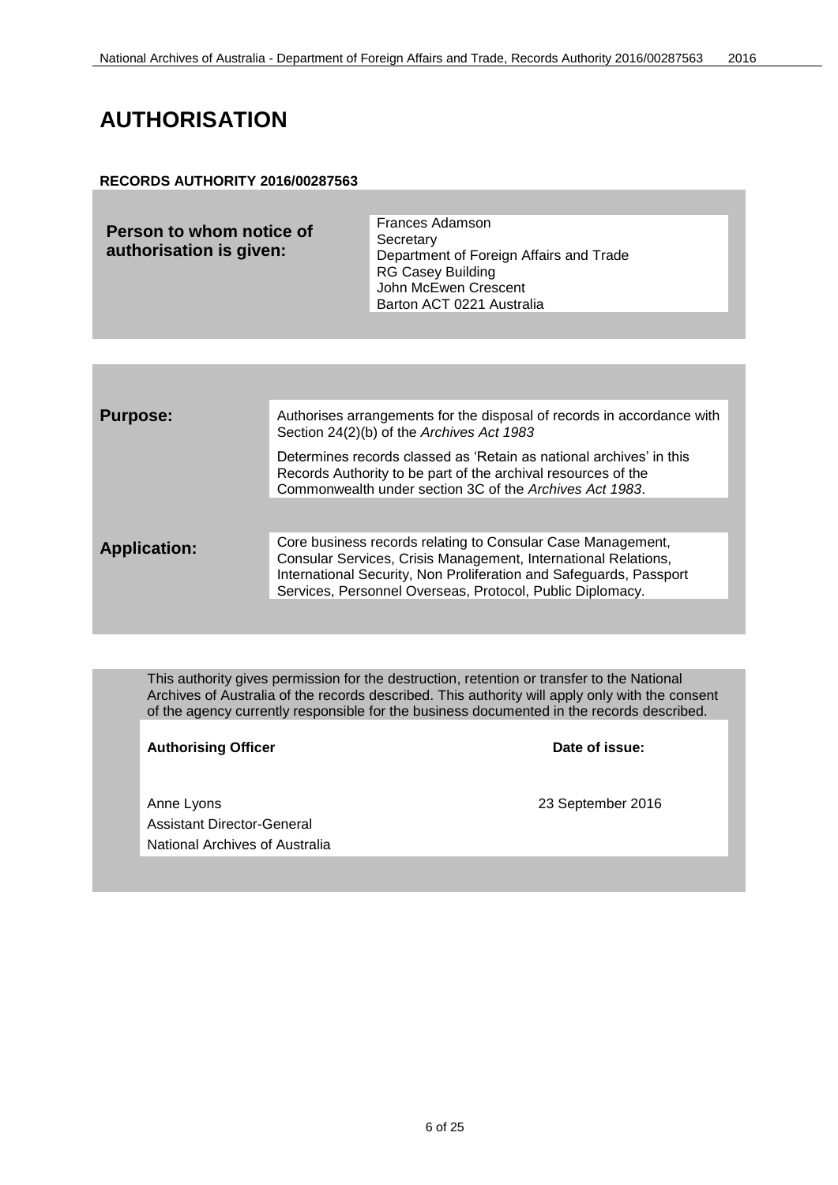# AUTHORISATION

**RECORDS AUTHORITY 2016/00287563**

| **Person to whom notice of authorisation is given:** | Frances Adamson<br>Secretary<br>Department of Foreign Affairs and Trade<br>RG Casey Building<br>John McEwen Crescent<br>Barton ACT 0221 Australia |
|---|---|

| | |
|---|---|
| **Purpose:** | Authorises arrangements for the disposal of records in accordance with Section 24(2)(b) of the *Archives Act 1983*<br><br>Determines records classed as 'Retain as national archives' in this Records Authority to be part of the archival resources of the Commonwealth under section 3C of the *Archives Act 1983*. |
| **Application:** | Core business records relating to Consular Case Management, Consular Services, Crisis Management, International Relations, International Security, Non Proliferation and Safeguards, Passport Services, Personnel Overseas, Protocol, Public Diplomacy. |

This authority gives permission for the destruction, retention or transfer to the National Archives of Australia of the records described. This authority will apply only with the consent of the agency currently responsible for the business documented in the records described.

| **Authorising Officer** | **Date of issue:** |
|---|---|
| Anne Lyons<br>Assistant Director-General<br>National Archives of Australia | 23 September 2016 |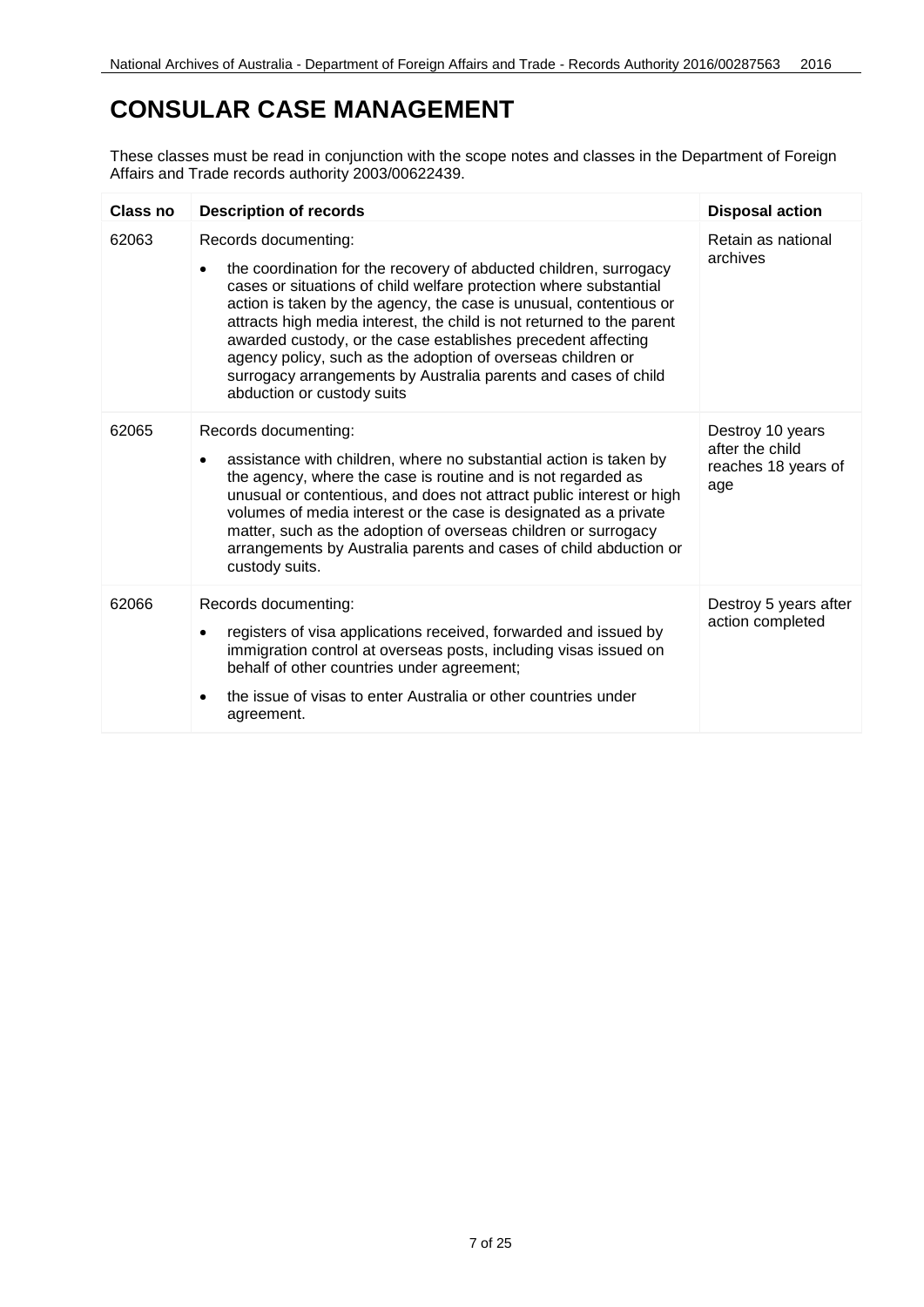# CONSULAR CASE MANAGEMENT

These classes must be read in conjunction with the scope notes and classes in the Department of Foreign Affairs and Trade records authority 2003/00622439.

| Class no | Description of records | Disposal action |
|---|---|---|
| 62063 | Records documenting:<br>• the coordination for the recovery of abducted children, surrogacy cases or situations of child welfare protection where substantial action is taken by the agency, the case is unusual, contentious or attracts high media interest, the child is not returned to the parent awarded custody, or the case establishes precedent affecting agency policy, such as the adoption of overseas children or surrogacy arrangements by Australia parents and cases of child abduction or custody suits | Retain as national archives |
| 62065 | Records documenting:<br>• assistance with children, where no substantial action is taken by the agency, where the case is routine and is not regarded as unusual or contentious, and does not attract public interest or high volumes of media interest or the case is designated as a private matter, such as the adoption of overseas children or surrogacy arrangements by Australia parents and cases of child abduction or custody suits. | Destroy 10 years after the child reaches 18 years of age |
| 62066 | Records documenting:<br>• registers of visa applications received, forwarded and issued by immigration control at overseas posts, including visas issued on behalf of other countries under agreement;<br>• the issue of visas to enter Australia or other countries under agreement. | Destroy 5 years after action completed |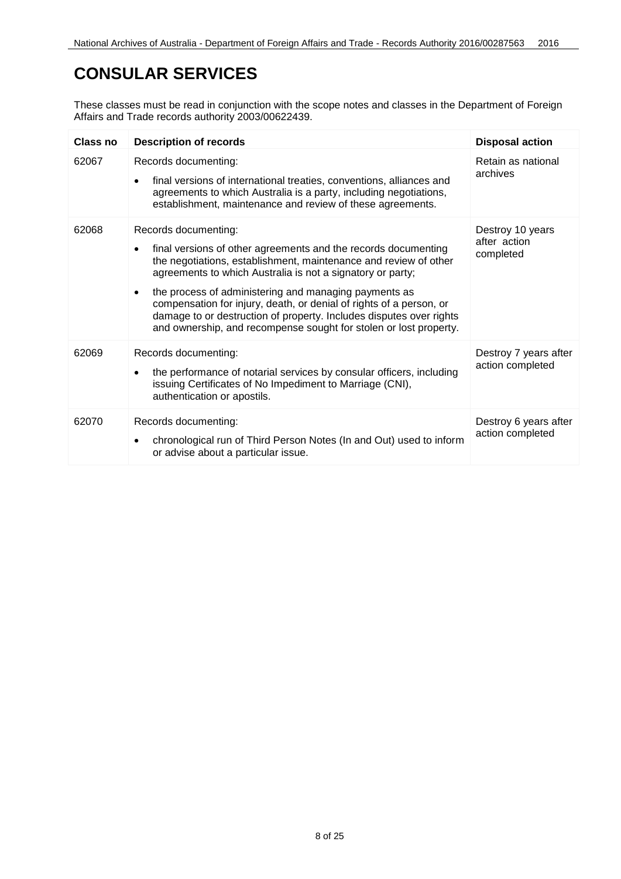# CONSULAR SERVICES

These classes must be read in conjunction with the scope notes and classes in the Department of Foreign Affairs and Trade records authority 2003/00622439.

| Class no | Description of records | Disposal action |
|---|---|---|
| 62067 | Records documenting:<br><br>• final versions of international treaties, conventions, alliances and agreements to which Australia is a party, including negotiations, establishment, maintenance and review of these agreements. | Retain as national archives |
| 62068 | Records documenting:<br><br>• final versions of other agreements and the records documenting the negotiations, establishment, maintenance and review of other agreements to which Australia is not a signatory or party;<br><br>• the process of administering and managing payments as compensation for injury, death, or denial of rights of a person, or damage to or destruction of property. Includes disputes over rights and ownership, and recompense sought for stolen or lost property. | Destroy 10 years after action completed |
| 62069 | Records documenting:<br><br>• the performance of notarial services by consular officers, including issuing Certificates of No Impediment to Marriage (CNI), authentication or apostils. | Destroy 7 years after action completed |
| 62070 | Records documenting:<br><br>• chronological run of Third Person Notes (In and Out) used to inform or advise about a particular issue. | Destroy 6 years after action completed |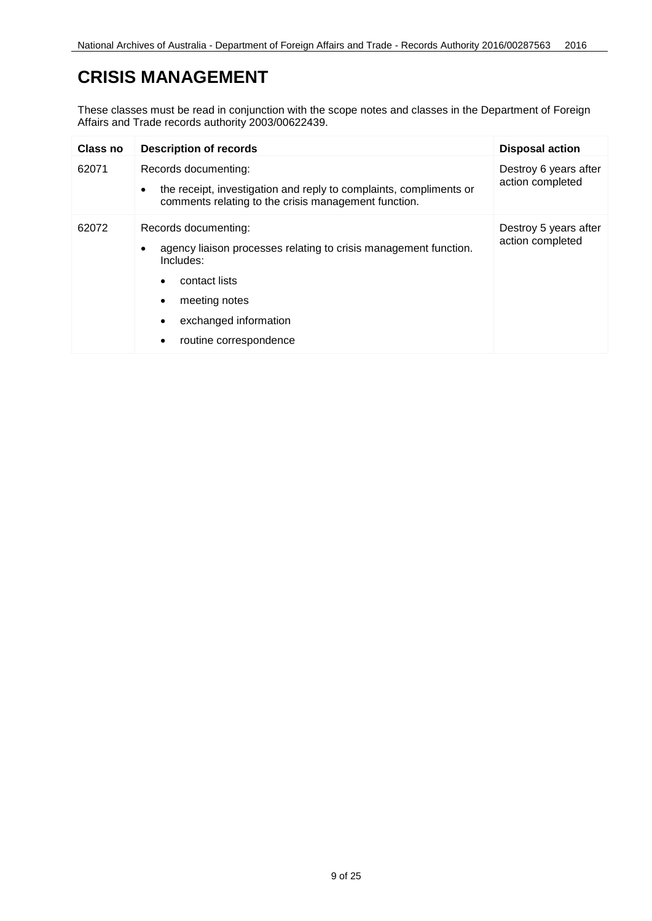# CRISIS MANAGEMENT

These classes must be read in conjunction with the scope notes and classes in the Department of Foreign Affairs and Trade records authority 2003/00622439.

| Class no | Description of records | Disposal action |
|---|---|---|
| 62071 | Records documenting:<br>• the receipt, investigation and reply to complaints, compliments or comments relating to the crisis management function. | Destroy 6 years after action completed |
| 62072 | Records documenting:<br>• agency liaison processes relating to crisis management function. Includes:<br>  • contact lists<br>  • meeting notes<br>  • exchanged information<br>  • routine correspondence | Destroy 5 years after action completed |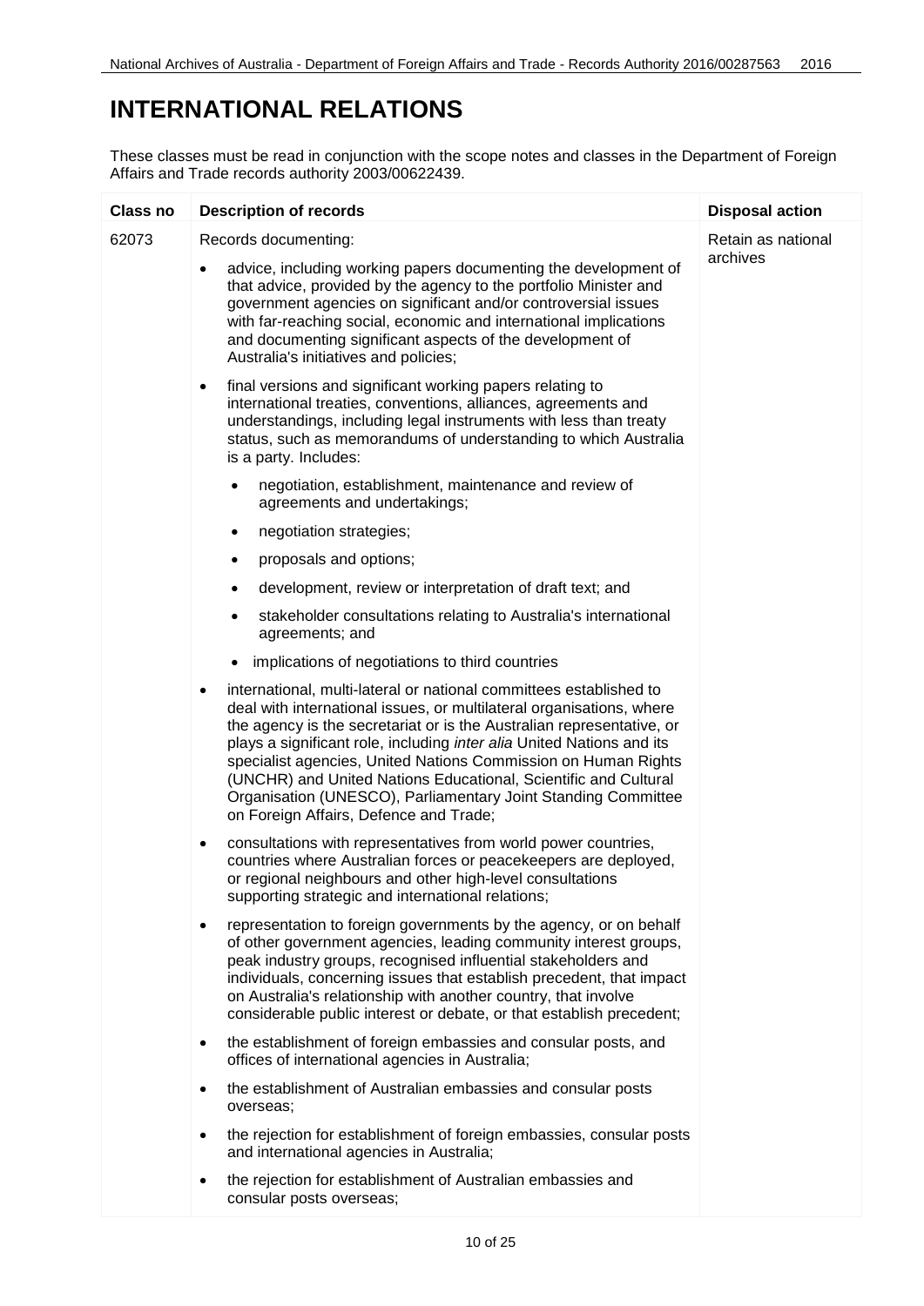# INTERNATIONAL RELATIONS

These classes must be read in conjunction with the scope notes and classes in the Department of Foreign Affairs and Trade records authority 2003/00622439.

| Class no | Description of records | Disposal action |
| --- | --- | --- |
| 62073 | Records documenting:<br>• advice, including working papers documenting the development of that advice, provided by the agency to the portfolio Minister and government agencies on significant and/or controversial issues with far-reaching social, economic and international implications and documenting significant aspects of the development of Australia's initiatives and policies;<br>• final versions and significant working papers relating to international treaties, conventions, alliances, agreements and understandings, including legal instruments with less than treaty status, such as memorandums of understanding to which Australia is a party. Includes:<br>&nbsp;&nbsp;&nbsp;&nbsp;• negotiation, establishment, maintenance and review of agreements and undertakings;<br>&nbsp;&nbsp;&nbsp;&nbsp;• negotiation strategies;<br>&nbsp;&nbsp;&nbsp;&nbsp;• proposals and options;<br>&nbsp;&nbsp;&nbsp;&nbsp;• development, review or interpretation of draft text; and<br>&nbsp;&nbsp;&nbsp;&nbsp;• stakeholder consultations relating to Australia's international agreements; and<br>&nbsp;&nbsp;&nbsp;&nbsp;• implications of negotiations to third countries<br>• international, multi-lateral or national committees established to deal with international issues, or multilateral organisations, where the agency is the secretariat or is the Australian representative, or plays a significant role, including *inter alia* United Nations and its specialist agencies, United Nations Commission on Human Rights (UNCHR) and United Nations Educational, Scientific and Cultural Organisation (UNESCO), Parliamentary Joint Standing Committee on Foreign Affairs, Defence and Trade;<br>• consultations with representatives from world power countries, countries where Australian forces or peacekeepers are deployed, or regional neighbours and other high-level consultations supporting strategic and international relations;<br>• representation to foreign governments by the agency, or on behalf of other government agencies, leading community interest groups, peak industry groups, recognised influential stakeholders and individuals, concerning issues that establish precedent, that impact on Australia's relationship with another country, that involve considerable public interest or debate, or that establish precedent;<br>• the establishment of foreign embassies and consular posts, and offices of international agencies in Australia;<br>• the establishment of Australian embassies and consular posts overseas;<br>• the rejection for establishment of foreign embassies, consular posts and international agencies in Australia;<br>• the rejection for establishment of Australian embassies and consular posts overseas; | Retain as national archives |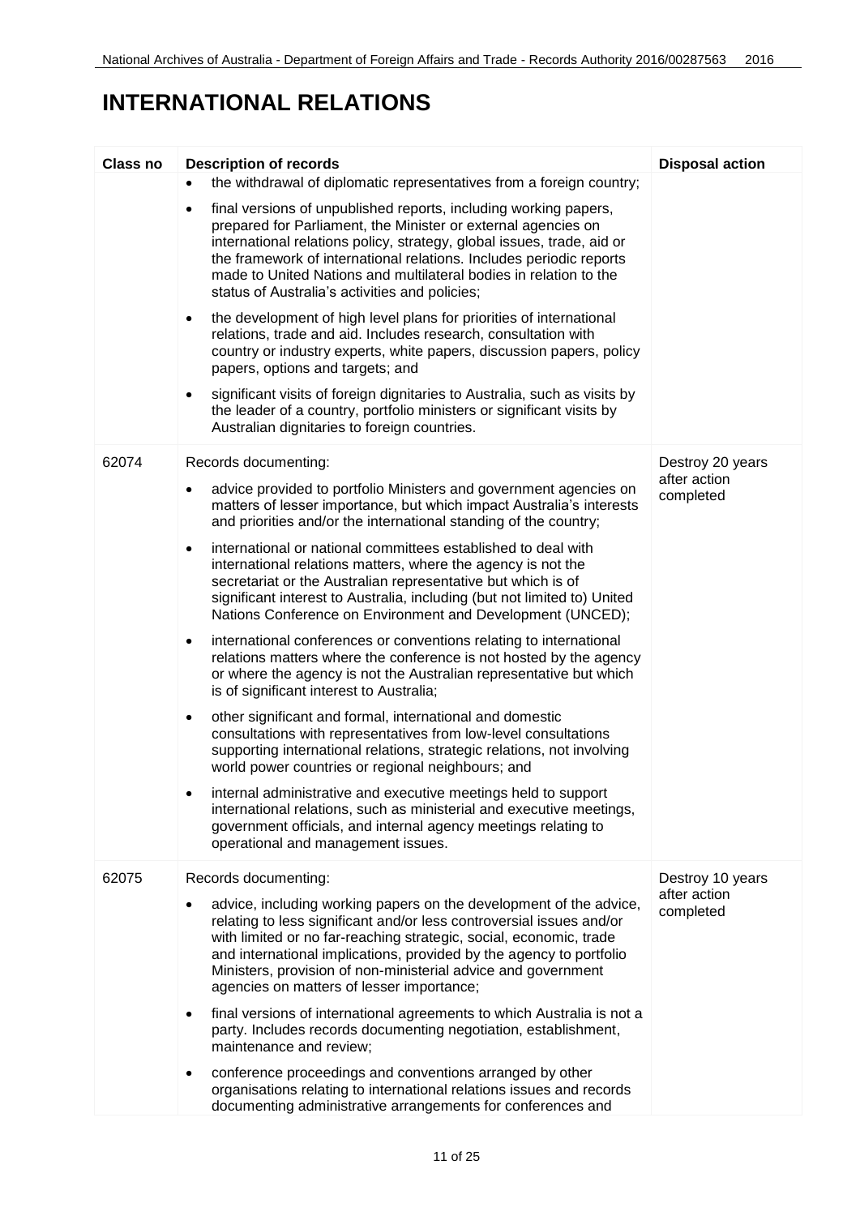# INTERNATIONAL RELATIONS

| Class no | Description of records | Disposal action |
|---|---|---|
| | • the withdrawal of diplomatic representatives from a foreign country;<br>• final versions of unpublished reports, including working papers, prepared for Parliament, the Minister or external agencies on international relations policy, strategy, global issues, trade, aid or the framework of international relations. Includes periodic reports made to United Nations and multilateral bodies in relation to the status of Australia's activities and policies;<br>• the development of high level plans for priorities of international relations, trade and aid. Includes research, consultation with country or industry experts, white papers, discussion papers, policy papers, options and targets; and<br>• significant visits of foreign dignitaries to Australia, such as visits by the leader of a country, portfolio ministers or significant visits by Australian dignitaries to foreign countries. | |
| 62074 | Records documenting:<br>• advice provided to portfolio Ministers and government agencies on matters of lesser importance, but which impact Australia's interests and priorities and/or the international standing of the country;<br>• international or national committees established to deal with international relations matters, where the agency is not the secretariat or the Australian representative but which is of significant interest to Australia, including (but not limited to) United Nations Conference on Environment and Development (UNCED);<br>• international conferences or conventions relating to international relations matters where the conference is not hosted by the agency or where the agency is not the Australian representative but which is of significant interest to Australia;<br>• other significant and formal, international and domestic consultations with representatives from low-level consultations supporting international relations, strategic relations, not involving world power countries or regional neighbours; and<br>• internal administrative and executive meetings held to support international relations, such as ministerial and executive meetings, government officials, and internal agency meetings relating to operational and management issues. | Destroy 20 years after action completed |
| 62075 | Records documenting:<br>• advice, including working papers on the development of the advice, relating to less significant and/or less controversial issues and/or with limited or no far-reaching strategic, social, economic, trade and international implications, provided by the agency to portfolio Ministers, provision of non-ministerial advice and government agencies on matters of lesser importance;<br>• final versions of international agreements to which Australia is not a party. Includes records documenting negotiation, establishment, maintenance and review;<br>• conference proceedings and conventions arranged by other organisations relating to international relations issues and records documenting administrative arrangements for conferences and | Destroy 10 years after action completed |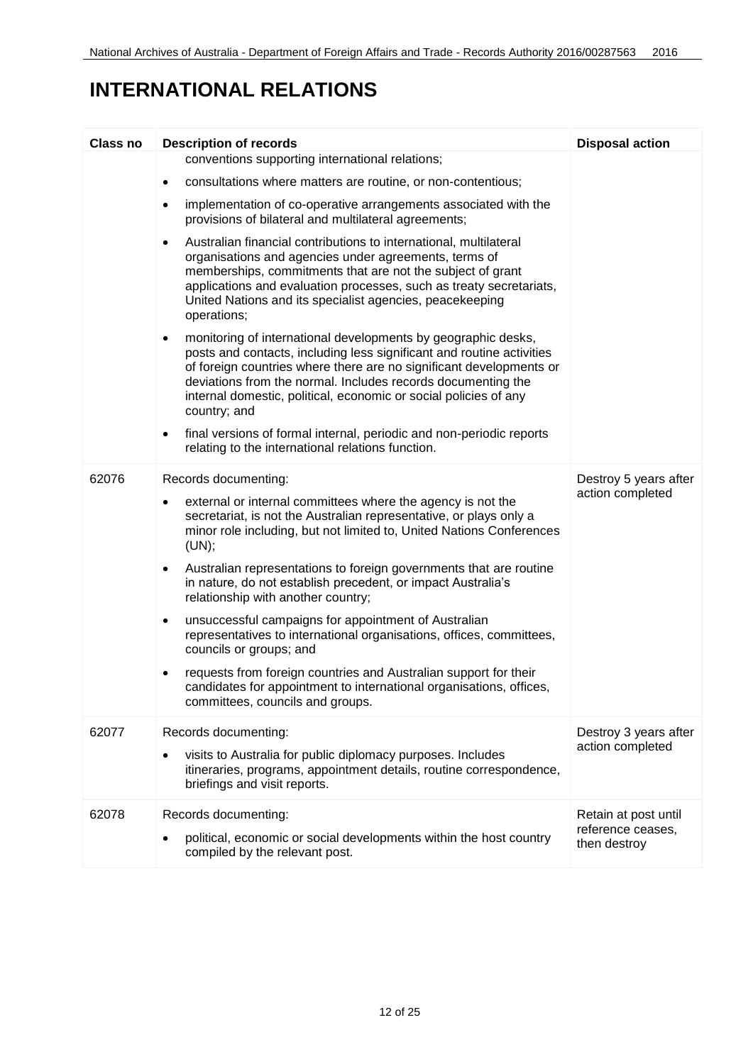# INTERNATIONAL RELATIONS

| Class no | Description of records | Disposal action |
|---|---|---|
| | conventions supporting international relations;<br>• consultations where matters are routine, or non-contentious;<br>• implementation of co-operative arrangements associated with the provisions of bilateral and multilateral agreements;<br>• Australian financial contributions to international, multilateral organisations and agencies under agreements, terms of memberships, commitments that are not the subject of grant applications and evaluation processes, such as treaty secretariats, United Nations and its specialist agencies, peacekeeping operations;<br>• monitoring of international developments by geographic desks, posts and contacts, including less significant and routine activities of foreign countries where there are no significant developments or deviations from the normal. Includes records documenting the internal domestic, political, economic or social policies of any country; and<br>• final versions of formal internal, periodic and non-periodic reports relating to the international relations function. | |
| 62076 | Records documenting:<br>• external or internal committees where the agency is not the secretariat, is not the Australian representative, or plays only a minor role including, but not limited to, United Nations Conferences (UN);<br>• Australian representations to foreign governments that are routine in nature, do not establish precedent, or impact Australia's relationship with another country;<br>• unsuccessful campaigns for appointment of Australian representatives to international organisations, offices, committees, councils or groups; and<br>• requests from foreign countries and Australian support for their candidates for appointment to international organisations, offices, committees, councils and groups. | Destroy 5 years after action completed |
| 62077 | Records documenting:<br>• visits to Australia for public diplomacy purposes. Includes itineraries, programs, appointment details, routine correspondence, briefings and visit reports. | Destroy 3 years after action completed |
| 62078 | Records documenting:<br>• political, economic or social developments within the host country compiled by the relevant post. | Retain at post until reference ceases, then destroy |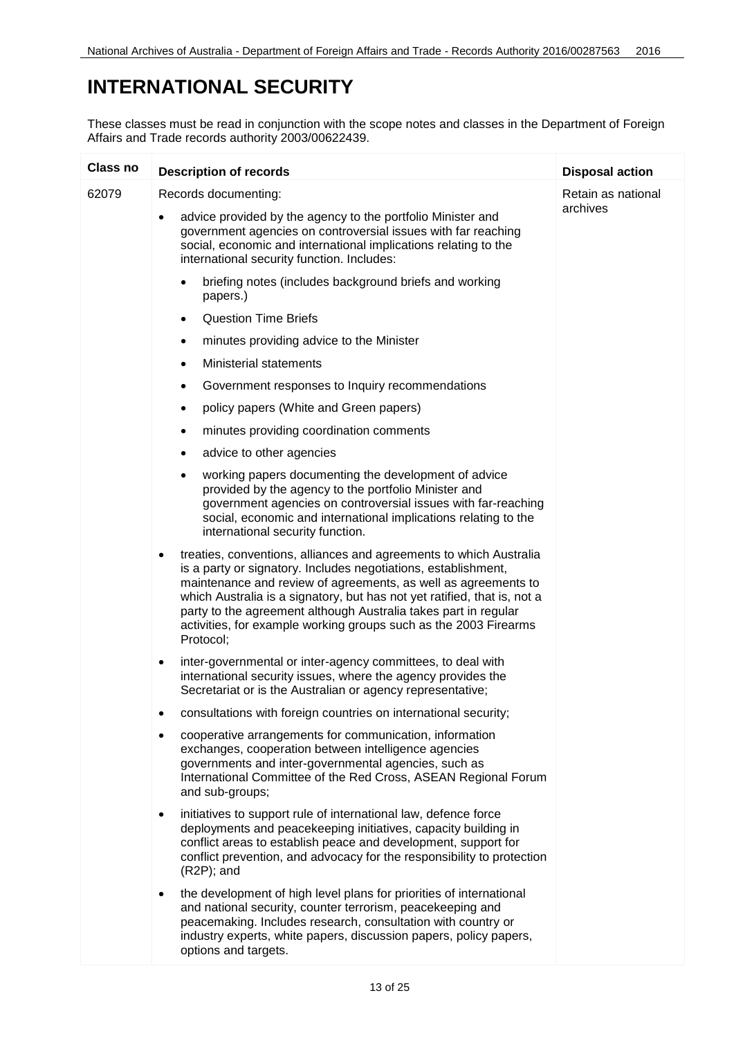# INTERNATIONAL SECURITY

These classes must be read in conjunction with the scope notes and classes in the Department of Foreign Affairs and Trade records authority 2003/00622439.

| Class no | Description of records | Disposal action |
|---|---|---|
| 62079 | Records documenting:<br><br>• advice provided by the agency to the portfolio Minister and government agencies on controversial issues with far reaching social, economic and international implications relating to the international security function. Includes:<br>  ◦ briefing notes (includes background briefs and working papers.)<br>  ◦ Question Time Briefs<br>  ◦ minutes providing advice to the Minister<br>  ◦ Ministerial statements<br>  ◦ Government responses to Inquiry recommendations<br>  ◦ policy papers (White and Green papers)<br>  ◦ minutes providing coordination comments<br>  ◦ advice to other agencies<br>  ◦ working papers documenting the development of advice provided by the agency to the portfolio Minister and government agencies on controversial issues with far-reaching social, economic and international implications relating to the international security function.<br><br>• treaties, conventions, alliances and agreements to which Australia is a party or signatory. Includes negotiations, establishment, maintenance and review of agreements, as well as agreements to which Australia is a signatory, but has not yet ratified, that is, not a party to the agreement although Australia takes part in regular activities, for example working groups such as the 2003 Firearms Protocol;<br><br>• inter-governmental or inter-agency committees, to deal with international security issues, where the agency provides the Secretariat or is the Australian or agency representative;<br><br>• consultations with foreign countries on international security;<br><br>• cooperative arrangements for communication, information exchanges, cooperation between intelligence agencies governments and inter-governmental agencies, such as International Committee of the Red Cross, ASEAN Regional Forum and sub-groups;<br><br>• initiatives to support rule of international law, defence force deployments and peacekeeping initiatives, capacity building in conflict areas to establish peace and development, support for conflict prevention, and advocacy for the responsibility to protection (R2P); and<br><br>• the development of high level plans for priorities of international and national security, counter terrorism, peacekeeping and peacemaking. Includes research, consultation with country or industry experts, white papers, discussion papers, policy papers, options and targets. | Retain as national archives |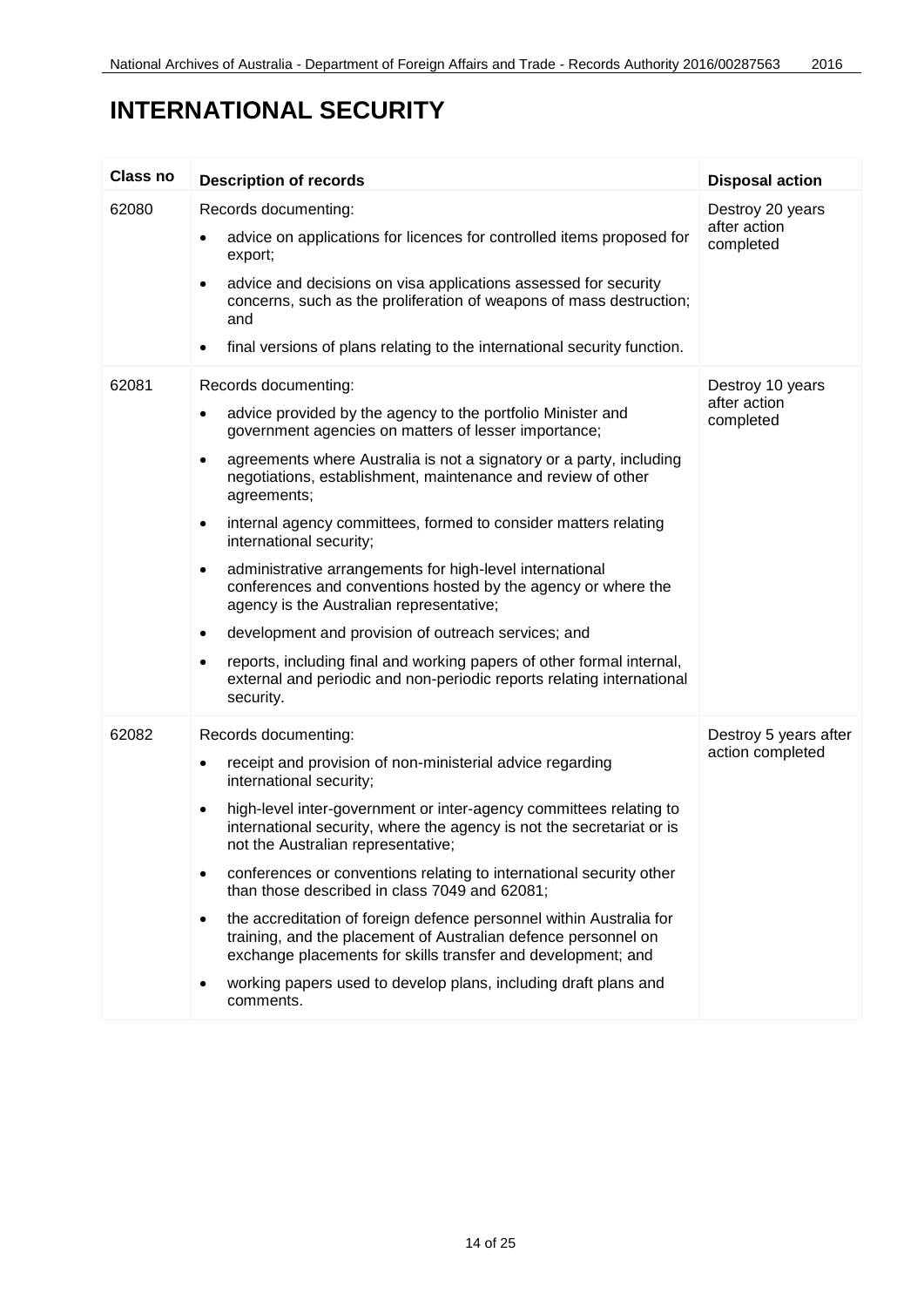# INTERNATIONAL SECURITY

| Class no | Description of records | Disposal action |
|---|---|---|
| 62080 | Records documenting:<br>• advice on applications for licences for controlled items proposed for export;<br>• advice and decisions on visa applications assessed for security concerns, such as the proliferation of weapons of mass destruction; and<br>• final versions of plans relating to the international security function. | Destroy 20 years after action completed |
| 62081 | Records documenting:<br>• advice provided by the agency to the portfolio Minister and government agencies on matters of lesser importance;<br>• agreements where Australia is not a signatory or a party, including negotiations, establishment, maintenance and review of other agreements;<br>• internal agency committees, formed to consider matters relating international security;<br>• administrative arrangements for high-level international conferences and conventions hosted by the agency or where the agency is the Australian representative;<br>• development and provision of outreach services; and<br>• reports, including final and working papers of other formal internal, external and periodic and non-periodic reports relating international security. | Destroy 10 years after action completed |
| 62082 | Records documenting:<br>• receipt and provision of non-ministerial advice regarding international security;<br>• high-level inter-government or inter-agency committees relating to international security, where the agency is not the secretariat or is not the Australian representative;<br>• conferences or conventions relating to international security other than those described in class 7049 and 62081;<br>• the accreditation of foreign defence personnel within Australia for training, and the placement of Australian defence personnel on exchange placements for skills transfer and development; and<br>• working papers used to develop plans, including draft plans and comments. | Destroy 5 years after action completed |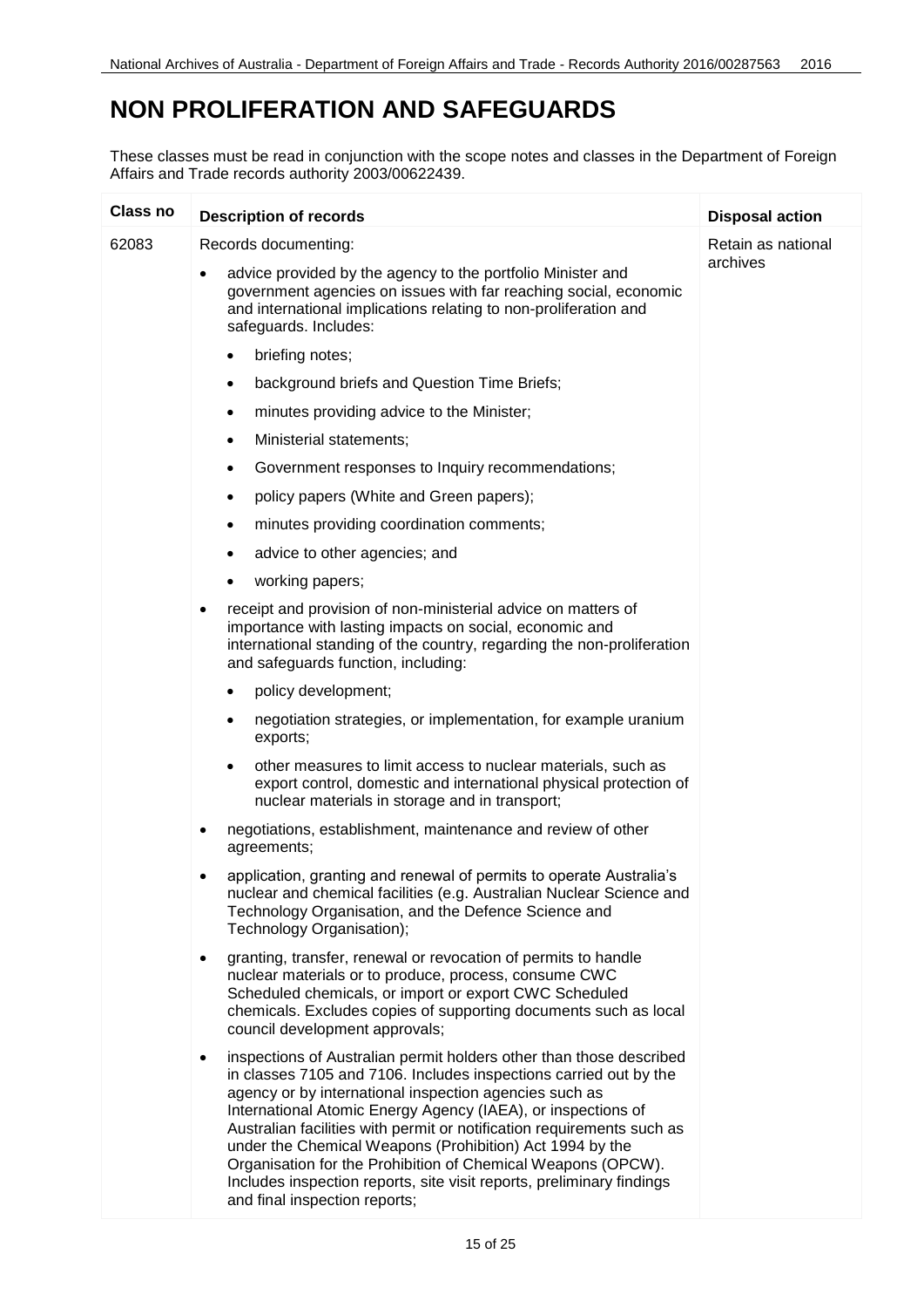# NON PROLIFERATION AND SAFEGUARDS

These classes must be read in conjunction with the scope notes and classes in the Department of Foreign Affairs and Trade records authority 2003/00622439.

| Class no | Description of records | Disposal action |
|---|---|---|
| 62083 | Records documenting:<br><br>• advice provided by the agency to the portfolio Minister and government agencies on issues with far reaching social, economic and international implications relating to non-proliferation and safeguards. Includes:<br>&nbsp;&nbsp;&nbsp;&nbsp;• briefing notes;<br>&nbsp;&nbsp;&nbsp;&nbsp;• background briefs and Question Time Briefs;<br>&nbsp;&nbsp;&nbsp;&nbsp;• minutes providing advice to the Minister;<br>&nbsp;&nbsp;&nbsp;&nbsp;• Ministerial statements;<br>&nbsp;&nbsp;&nbsp;&nbsp;• Government responses to Inquiry recommendations;<br>&nbsp;&nbsp;&nbsp;&nbsp;• policy papers (White and Green papers);<br>&nbsp;&nbsp;&nbsp;&nbsp;• minutes providing coordination comments;<br>&nbsp;&nbsp;&nbsp;&nbsp;• advice to other agencies; and<br>&nbsp;&nbsp;&nbsp;&nbsp;• working papers;<br><br>• receipt and provision of non-ministerial advice on matters of importance with lasting impacts on social, economic and international standing of the country, regarding the non-proliferation and safeguards function, including:<br>&nbsp;&nbsp;&nbsp;&nbsp;• policy development;<br>&nbsp;&nbsp;&nbsp;&nbsp;• negotiation strategies, or implementation, for example uranium exports;<br>&nbsp;&nbsp;&nbsp;&nbsp;• other measures to limit access to nuclear materials, such as export control, domestic and international physical protection of nuclear materials in storage and in transport;<br><br>• negotiations, establishment, maintenance and review of other agreements;<br><br>• application, granting and renewal of permits to operate Australia's nuclear and chemical facilities (e.g. Australian Nuclear Science and Technology Organisation, and the Defence Science and Technology Organisation);<br><br>• granting, transfer, renewal or revocation of permits to handle nuclear materials or to produce, process, consume CWC Scheduled chemicals, or import or export CWC Scheduled chemicals. Excludes copies of supporting documents such as local council development approvals;<br><br>• inspections of Australian permit holders other than those described in classes 7105 and 7106. Includes inspections carried out by the agency or by international inspection agencies such as International Atomic Energy Agency (IAEA), or inspections of Australian facilities with permit or notification requirements such as under the Chemical Weapons (Prohibition) Act 1994 by the Organisation for the Prohibition of Chemical Weapons (OPCW). Includes inspection reports, site visit reports, preliminary findings and final inspection reports; | Retain as national archives |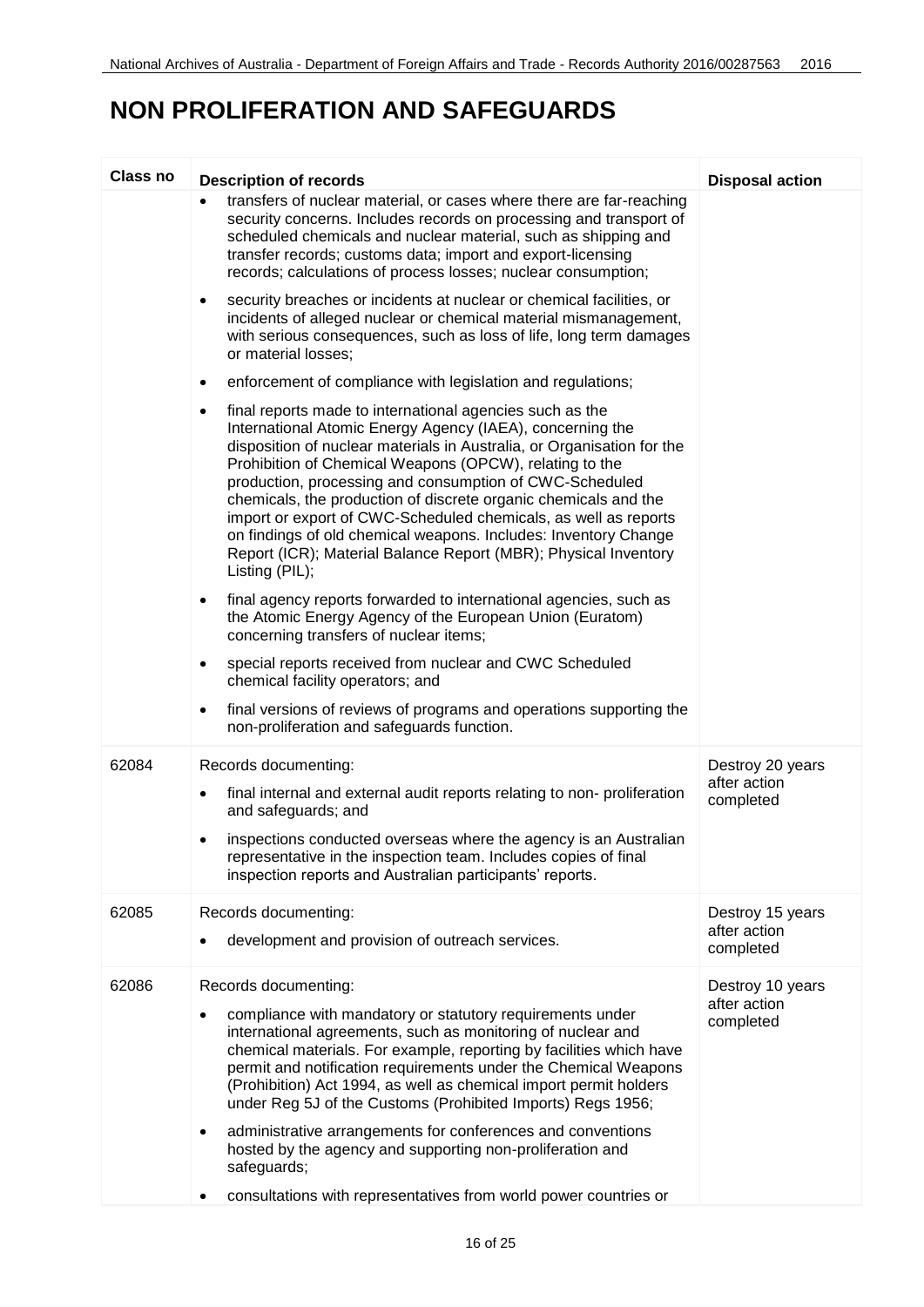# NON PROLIFERATION AND SAFEGUARDS

| Class no | Description of records | Disposal action |
|---|---|---|
| | • transfers of nuclear material, or cases where there are far-reaching security concerns. Includes records on processing and transport of scheduled chemicals and nuclear material, such as shipping and transfer records; customs data; import and export-licensing records; calculations of process losses; nuclear consumption;<br>• security breaches or incidents at nuclear or chemical facilities, or incidents of alleged nuclear or chemical material mismanagement, with serious consequences, such as loss of life, long term damages or material losses;<br>• enforcement of compliance with legislation and regulations;<br>• final reports made to international agencies such as the International Atomic Energy Agency (IAEA), concerning the disposition of nuclear materials in Australia, or Organisation for the Prohibition of Chemical Weapons (OPCW), relating to the production, processing and consumption of CWC-Scheduled chemicals, the production of discrete organic chemicals and the import or export of CWC-Scheduled chemicals, as well as reports on findings of old chemical weapons. Includes: Inventory Change Report (ICR); Material Balance Report (MBR); Physical Inventory Listing (PIL);<br>• final agency reports forwarded to international agencies, such as the Atomic Energy Agency of the European Union (Euratom) concerning transfers of nuclear items;<br>• special reports received from nuclear and CWC Scheduled chemical facility operators; and<br>• final versions of reviews of programs and operations supporting the non-proliferation and safeguards function. | |
| 62084 | Records documenting:<br>• final internal and external audit reports relating to non- proliferation and safeguards; and<br>• inspections conducted overseas where the agency is an Australian representative in the inspection team. Includes copies of final inspection reports and Australian participants' reports. | Destroy 20 years after action completed |
| 62085 | Records documenting:<br>• development and provision of outreach services. | Destroy 15 years after action completed |
| 62086 | Records documenting:<br>• compliance with mandatory or statutory requirements under international agreements, such as monitoring of nuclear and chemical materials. For example, reporting by facilities which have permit and notification requirements under the Chemical Weapons (Prohibition) Act 1994, as well as chemical import permit holders under Reg 5J of the Customs (Prohibited Imports) Regs 1956;<br>• administrative arrangements for conferences and conventions hosted by the agency and supporting non-proliferation and safeguards;<br>• consultations with representatives from world power countries or | Destroy 10 years after action completed |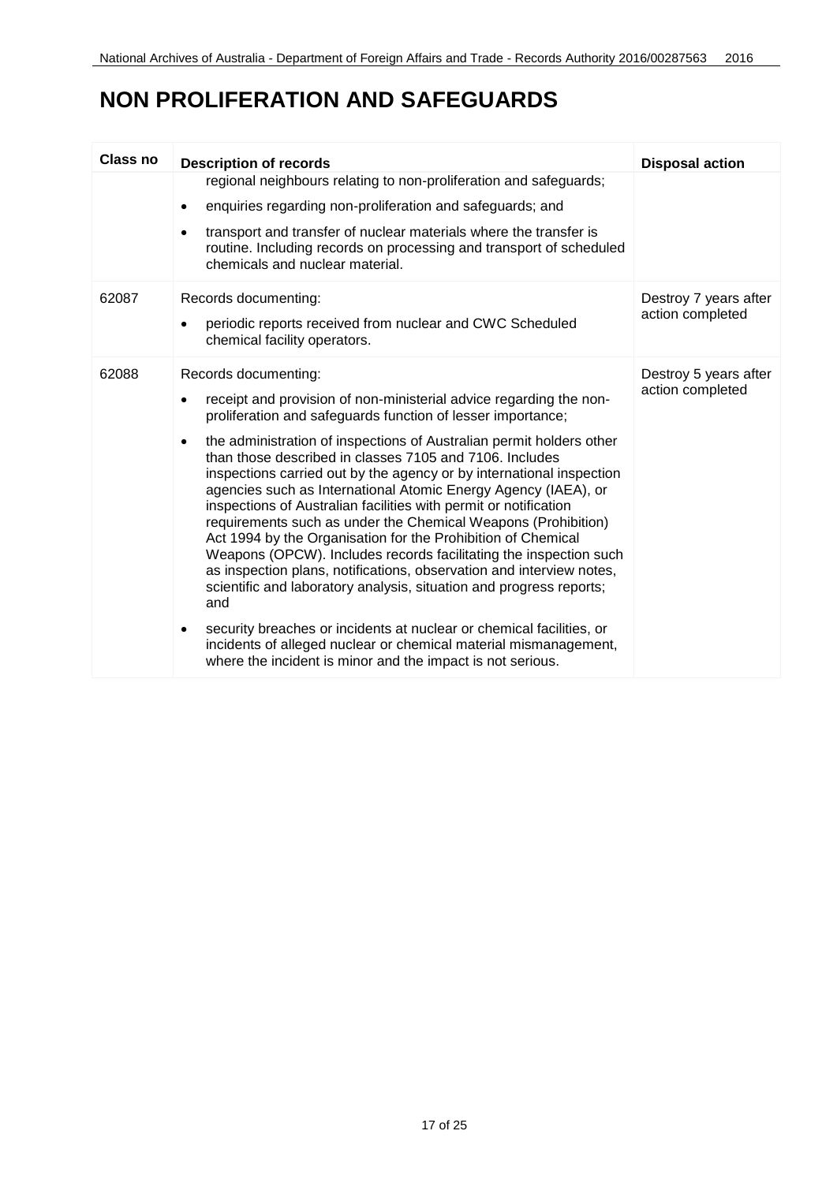# NON PROLIFERATION AND SAFEGUARDS

| Class no | Description of records | Disposal action |
|---|---|---|
| | regional neighbours relating to non-proliferation and safeguards;<br>• enquiries regarding non-proliferation and safeguards; and<br>• transport and transfer of nuclear materials where the transfer is routine. Including records on processing and transport of scheduled chemicals and nuclear material. | |
| 62087 | Records documenting:<br>• periodic reports received from nuclear and CWC Scheduled chemical facility operators. | Destroy 7 years after action completed |
| 62088 | Records documenting:<br>• receipt and provision of non-ministerial advice regarding the non-proliferation and safeguards function of lesser importance;<br>• the administration of inspections of Australian permit holders other than those described in classes 7105 and 7106. Includes inspections carried out by the agency or by international inspection agencies such as International Atomic Energy Agency (IAEA), or inspections of Australian facilities with permit or notification requirements such as under the Chemical Weapons (Prohibition) Act 1994 by the Organisation for the Prohibition of Chemical Weapons (OPCW). Includes records facilitating the inspection such as inspection plans, notifications, observation and interview notes, scientific and laboratory analysis, situation and progress reports; and<br>• security breaches or incidents at nuclear or chemical facilities, or incidents of alleged nuclear or chemical material mismanagement, where the incident is minor and the impact is not serious. | Destroy 5 years after action completed |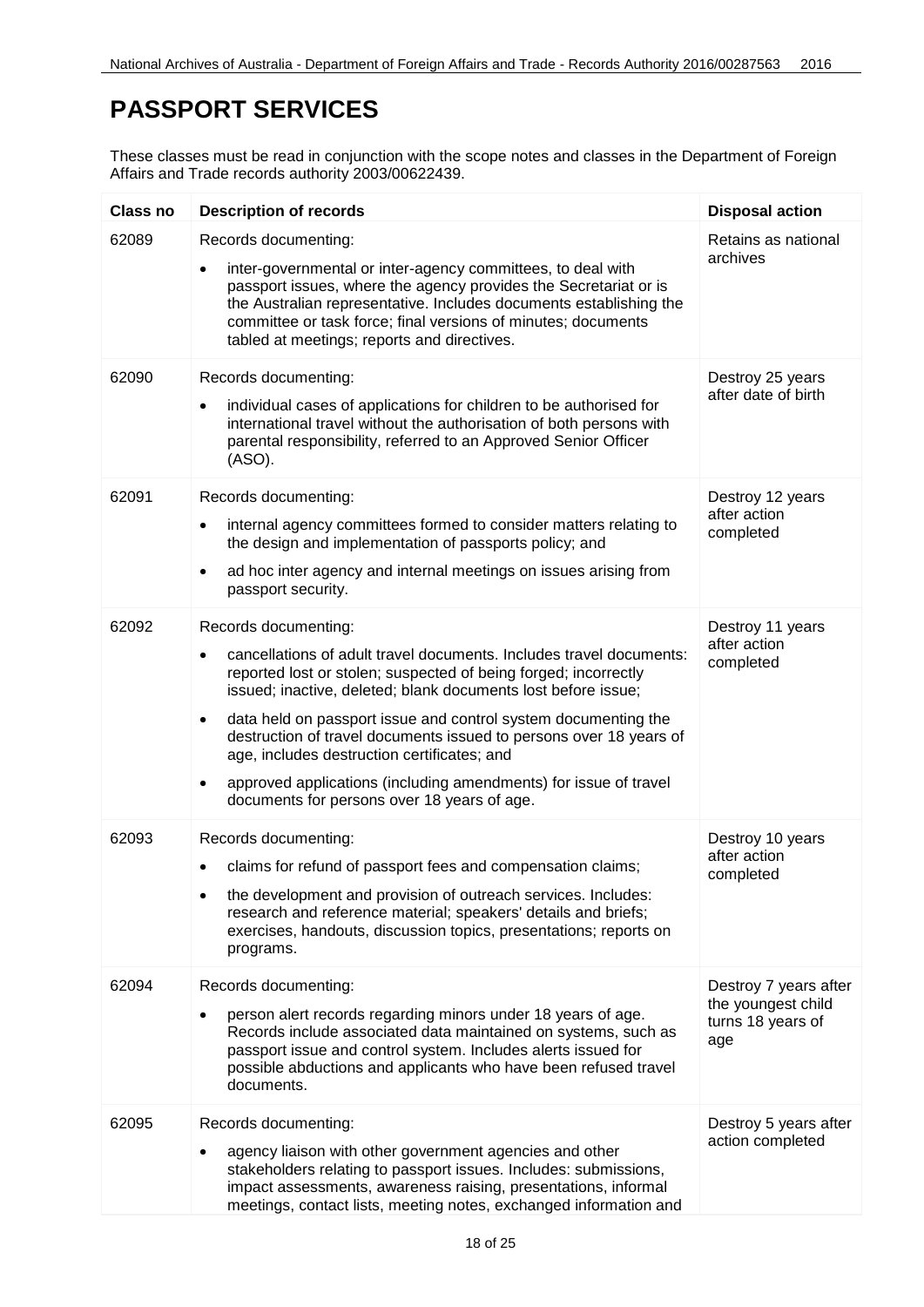# PASSPORT SERVICES

These classes must be read in conjunction with the scope notes and classes in the Department of Foreign Affairs and Trade records authority 2003/00622439.

| Class no | Description of records | Disposal action |
|---|---|---|
| 62089 | Records documenting:<br><br>• inter-governmental or inter-agency committees, to deal with passport issues, where the agency provides the Secretariat or is the Australian representative. Includes documents establishing the committee or task force; final versions of minutes; documents tabled at meetings; reports and directives. | Retains as national archives |
| 62090 | Records documenting:<br><br>• individual cases of applications for children to be authorised for international travel without the authorisation of both persons with parental responsibility, referred to an Approved Senior Officer (ASO). | Destroy 25 years after date of birth |
| 62091 | Records documenting:<br><br>• internal agency committees formed to consider matters relating to the design and implementation of passports policy; and<br><br>• ad hoc inter agency and internal meetings on issues arising from passport security. | Destroy 12 years after action completed |
| 62092 | Records documenting:<br><br>• cancellations of adult travel documents. Includes travel documents: reported lost or stolen; suspected of being forged; incorrectly issued; inactive, deleted; blank documents lost before issue;<br><br>• data held on passport issue and control system documenting the destruction of travel documents issued to persons over 18 years of age, includes destruction certificates; and<br><br>• approved applications (including amendments) for issue of travel documents for persons over 18 years of age. | Destroy 11 years after action completed |
| 62093 | Records documenting:<br><br>• claims for refund of passport fees and compensation claims;<br><br>• the development and provision of outreach services. Includes: research and reference material; speakers' details and briefs; exercises, handouts, discussion topics, presentations; reports on programs. | Destroy 10 years after action completed |
| 62094 | Records documenting:<br><br>• person alert records regarding minors under 18 years of age. Records include associated data maintained on systems, such as passport issue and control system. Includes alerts issued for possible abductions and applicants who have been refused travel documents. | Destroy 7 years after the youngest child turns 18 years of age |
| 62095 | Records documenting:<br><br>• agency liaison with other government agencies and other stakeholders relating to passport issues. Includes: submissions, impact assessments, awareness raising, presentations, informal meetings, contact lists, meeting notes, exchanged information and | Destroy 5 years after action completed |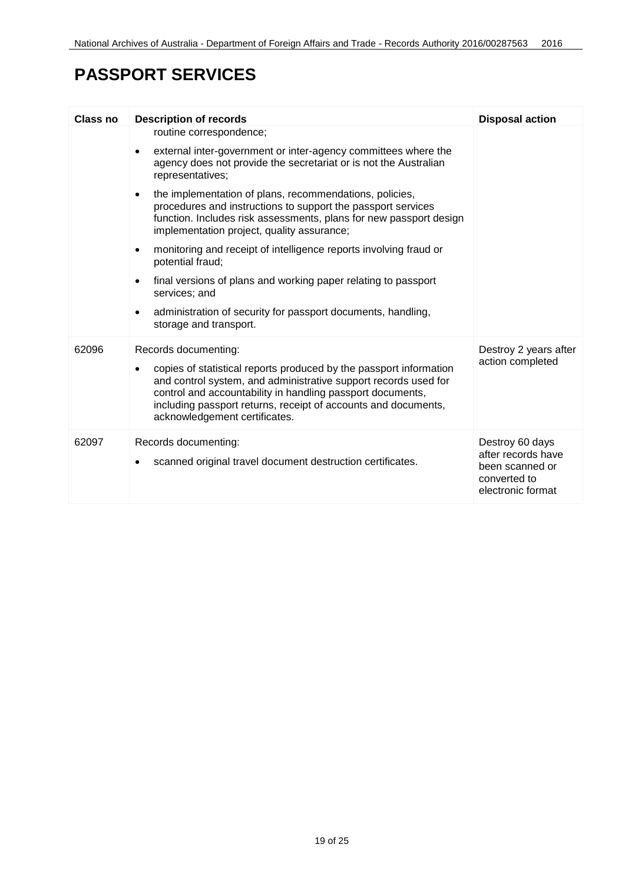# PASSPORT SERVICES

| Class no | Description of records | Disposal action |
|---|---|---|
| | routine correspondence;<br><br>• external inter-government or inter-agency committees where the agency does not provide the secretariat or is not the Australian representatives;<br><br>• the implementation of plans, recommendations, policies, procedures and instructions to support the passport services function. Includes risk assessments, plans for new passport design implementation project, quality assurance;<br><br>• monitoring and receipt of intelligence reports involving fraud or potential fraud;<br><br>• final versions of plans and working paper relating to passport services; and<br><br>• administration of security for passport documents, handling, storage and transport. | |
| 62096 | Records documenting:<br><br>• copies of statistical reports produced by the passport information and control system, and administrative support records used for control and accountability in handling passport documents, including passport returns, receipt of accounts and documents, acknowledgement certificates. | Destroy 2 years after action completed |
| 62097 | Records documenting:<br><br>• scanned original travel document destruction certificates. | Destroy 60 days after records have been scanned or converted to electronic format |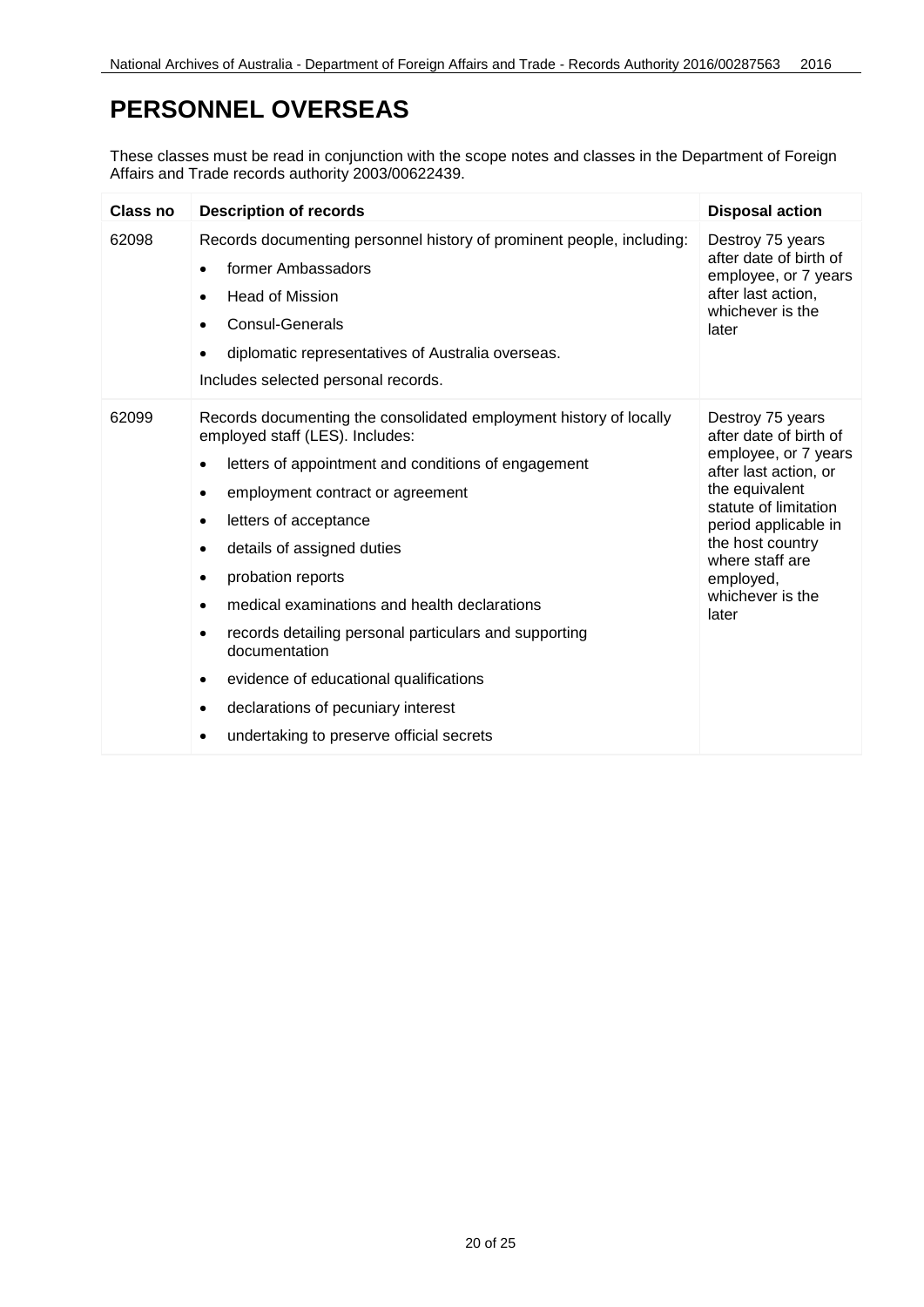# PERSONNEL OVERSEAS

These classes must be read in conjunction with the scope notes and classes in the Department of Foreign Affairs and Trade records authority 2003/00622439.

| Class no | Description of records | Disposal action |
|---|---|---|
| 62098 | Records documenting personnel history of prominent people, including:<br>• former Ambassadors<br>• Head of Mission<br>• Consul-Generals<br>• diplomatic representatives of Australia overseas.<br>Includes selected personal records. | Destroy 75 years after date of birth of employee, or 7 years after last action, whichever is the later |
| 62099 | Records documenting the consolidated employment history of locally employed staff (LES). Includes:<br>• letters of appointment and conditions of engagement<br>• employment contract or agreement<br>• letters of acceptance<br>• details of assigned duties<br>• probation reports<br>• medical examinations and health declarations<br>• records detailing personal particulars and supporting documentation<br>• evidence of educational qualifications<br>• declarations of pecuniary interest<br>• undertaking to preserve official secrets | Destroy 75 years after date of birth of employee, or 7 years after last action, or the equivalent statute of limitation period applicable in the host country where staff are employed, whichever is the later |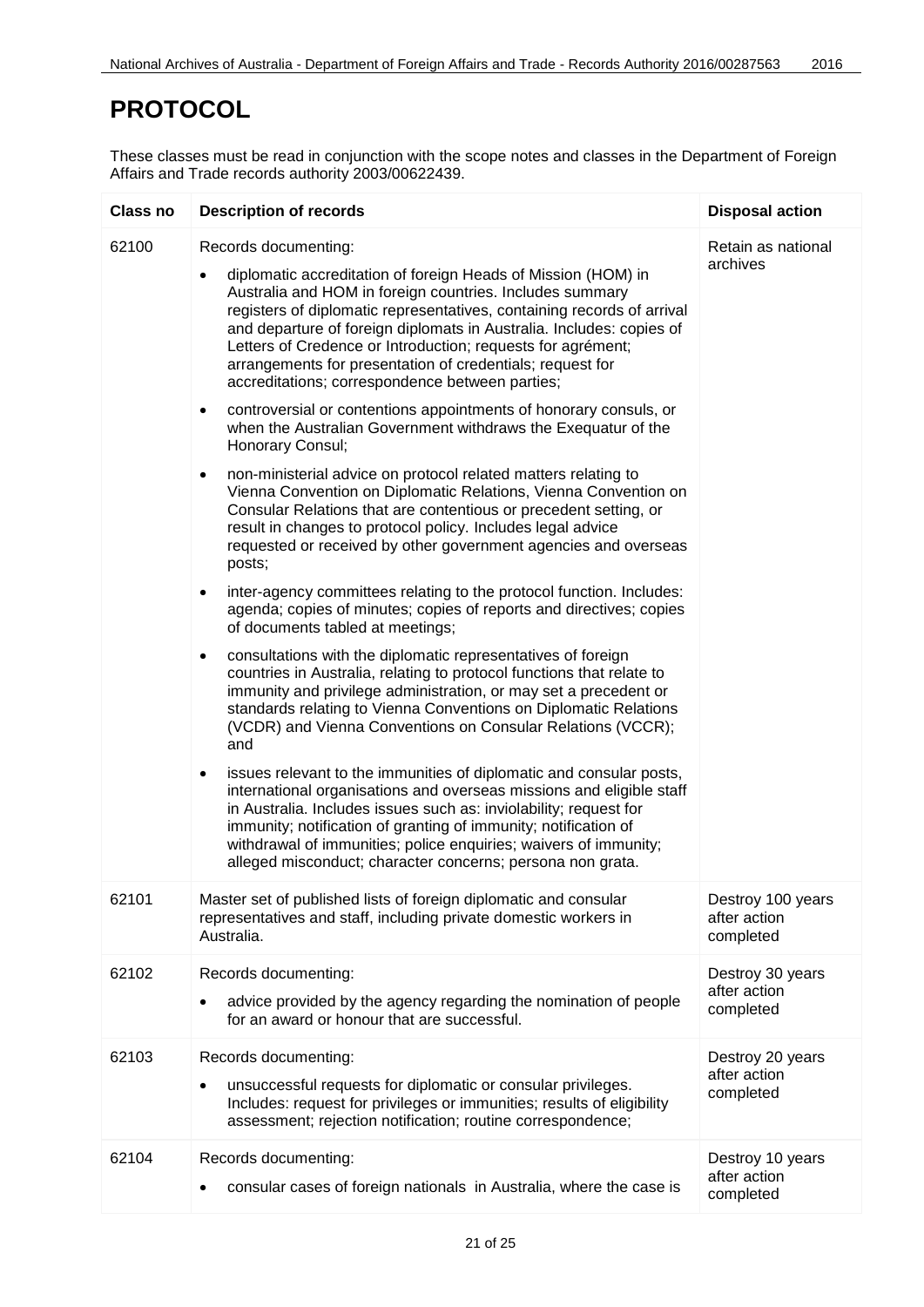# PROTOCOL

These classes must be read in conjunction with the scope notes and classes in the Department of Foreign Affairs and Trade records authority 2003/00622439.

| Class no | Description of records | Disposal action |
|---|---|---|
| 62100 | Records documenting:<br>• diplomatic accreditation of foreign Heads of Mission (HOM) in Australia and HOM in foreign countries. Includes summary registers of diplomatic representatives, containing records of arrival and departure of foreign diplomats in Australia. Includes: copies of Letters of Credence or Introduction; requests for agrément; arrangements for presentation of credentials; request for accreditations; correspondence between parties;<br>• controversial or contentions appointments of honorary consuls, or when the Australian Government withdraws the Exequatur of the Honorary Consul;<br>• non-ministerial advice on protocol related matters relating to Vienna Convention on Diplomatic Relations, Vienna Convention on Consular Relations that are contentious or precedent setting, or result in changes to protocol policy. Includes legal advice requested or received by other government agencies and overseas posts;<br>• inter-agency committees relating to the protocol function. Includes: agenda; copies of minutes; copies of reports and directives; copies of documents tabled at meetings;<br>• consultations with the diplomatic representatives of foreign countries in Australia, relating to protocol functions that relate to immunity and privilege administration, or may set a precedent or standards relating to Vienna Conventions on Diplomatic Relations (VCDR) and Vienna Conventions on Consular Relations (VCCR); and<br>• issues relevant to the immunities of diplomatic and consular posts, international organisations and overseas missions and eligible staff in Australia. Includes issues such as: inviolability; request for immunity; notification of granting of immunity; notification of withdrawal of immunities; police enquiries; waivers of immunity; alleged misconduct; character concerns; persona non grata. | Retain as national archives |
| 62101 | Master set of published lists of foreign diplomatic and consular representatives and staff, including private domestic workers in Australia. | Destroy 100 years after action completed |
| 62102 | Records documenting:<br>• advice provided by the agency regarding the nomination of people for an award or honour that are successful. | Destroy 30 years after action completed |
| 62103 | Records documenting:<br>• unsuccessful requests for diplomatic or consular privileges. Includes: request for privileges or immunities; results of eligibility assessment; rejection notification; routine correspondence; | Destroy 20 years after action completed |
| 62104 | Records documenting:<br>• consular cases of foreign nationals in Australia, where the case is | Destroy 10 years after action completed |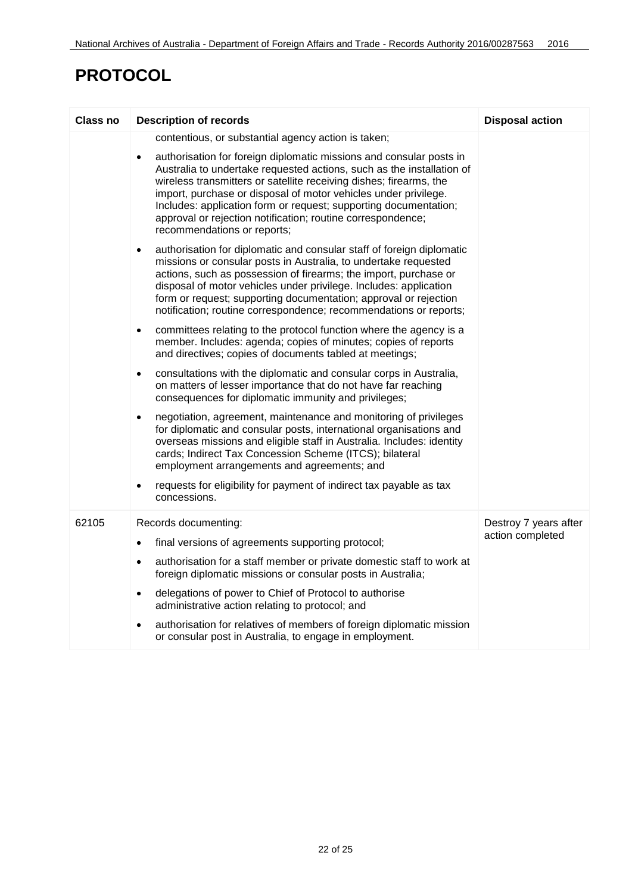# PROTOCOL

| Class no | Description of records | Disposal action |
| --- | --- | --- |
| | contentious, or substantial agency action is taken;<br><br>• authorisation for foreign diplomatic missions and consular posts in Australia to undertake requested actions, such as the installation of wireless transmitters or satellite receiving dishes; firearms, the import, purchase or disposal of motor vehicles under privilege. Includes: application form or request; supporting documentation; approval or rejection notification; routine correspondence; recommendations or reports;<br><br>• authorisation for diplomatic and consular staff of foreign diplomatic missions or consular posts in Australia, to undertake requested actions, such as possession of firearms; the import, purchase or disposal of motor vehicles under privilege. Includes: application form or request; supporting documentation; approval or rejection notification; routine correspondence; recommendations or reports;<br><br>• committees relating to the protocol function where the agency is a member. Includes: agenda; copies of minutes; copies of reports and directives; copies of documents tabled at meetings;<br><br>• consultations with the diplomatic and consular corps in Australia, on matters of lesser importance that do not have far reaching consequences for diplomatic immunity and privileges;<br><br>• negotiation, agreement, maintenance and monitoring of privileges for diplomatic and consular posts, international organisations and overseas missions and eligible staff in Australia. Includes: identity cards; Indirect Tax Concession Scheme (ITCS); bilateral employment arrangements and agreements; and<br><br>• requests for eligibility for payment of indirect tax payable as tax concessions. | |
| 62105 | Records documenting:<br><br>• final versions of agreements supporting protocol;<br><br>• authorisation for a staff member or private domestic staff to work at foreign diplomatic missions or consular posts in Australia;<br><br>• delegations of power to Chief of Protocol to authorise administrative action relating to protocol; and<br><br>• authorisation for relatives of members of foreign diplomatic mission or consular post in Australia, to engage in employment. | Destroy 7 years after action completed |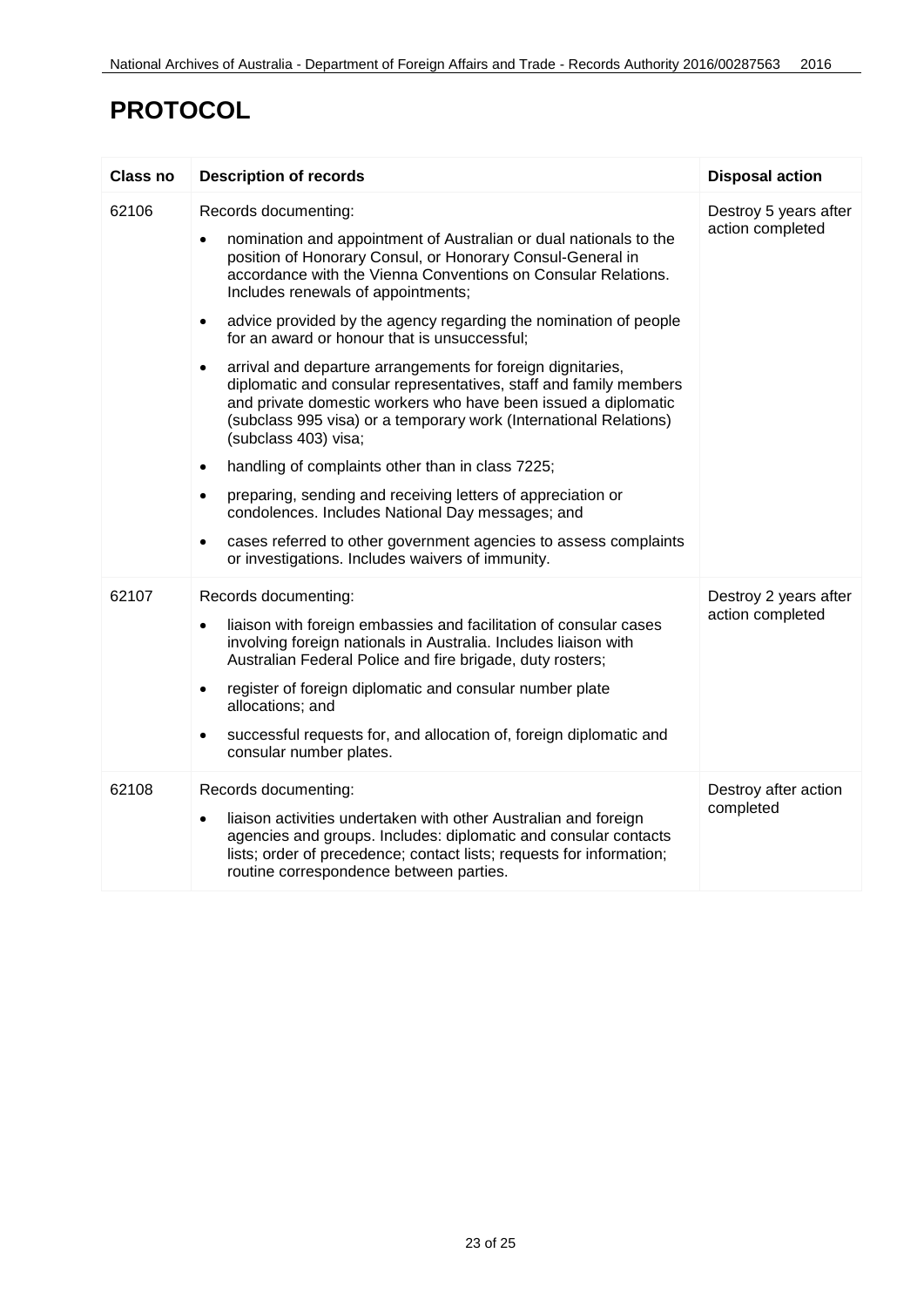# PROTOCOL

| Class no | Description of records | Disposal action |
|---|---|---|
| 62106 | Records documenting:<br>• nomination and appointment of Australian or dual nationals to the position of Honorary Consul, or Honorary Consul-General in accordance with the Vienna Conventions on Consular Relations. Includes renewals of appointments;<br>• advice provided by the agency regarding the nomination of people for an award or honour that is unsuccessful;<br>• arrival and departure arrangements for foreign dignitaries, diplomatic and consular representatives, staff and family members and private domestic workers who have been issued a diplomatic (subclass 995 visa) or a temporary work (International Relations) (subclass 403) visa;<br>• handling of complaints other than in class 7225;<br>• preparing, sending and receiving letters of appreciation or condolences. Includes National Day messages; and<br>• cases referred to other government agencies to assess complaints or investigations. Includes waivers of immunity. | Destroy 5 years after action completed |
| 62107 | Records documenting:<br>• liaison with foreign embassies and facilitation of consular cases involving foreign nationals in Australia. Includes liaison with Australian Federal Police and fire brigade, duty rosters;<br>• register of foreign diplomatic and consular number plate allocations; and<br>• successful requests for, and allocation of, foreign diplomatic and consular number plates. | Destroy 2 years after action completed |
| 62108 | Records documenting:<br>• liaison activities undertaken with other Australian and foreign agencies and groups. Includes: diplomatic and consular contacts lists; order of precedence; contact lists; requests for information; routine correspondence between parties. | Destroy after action completed |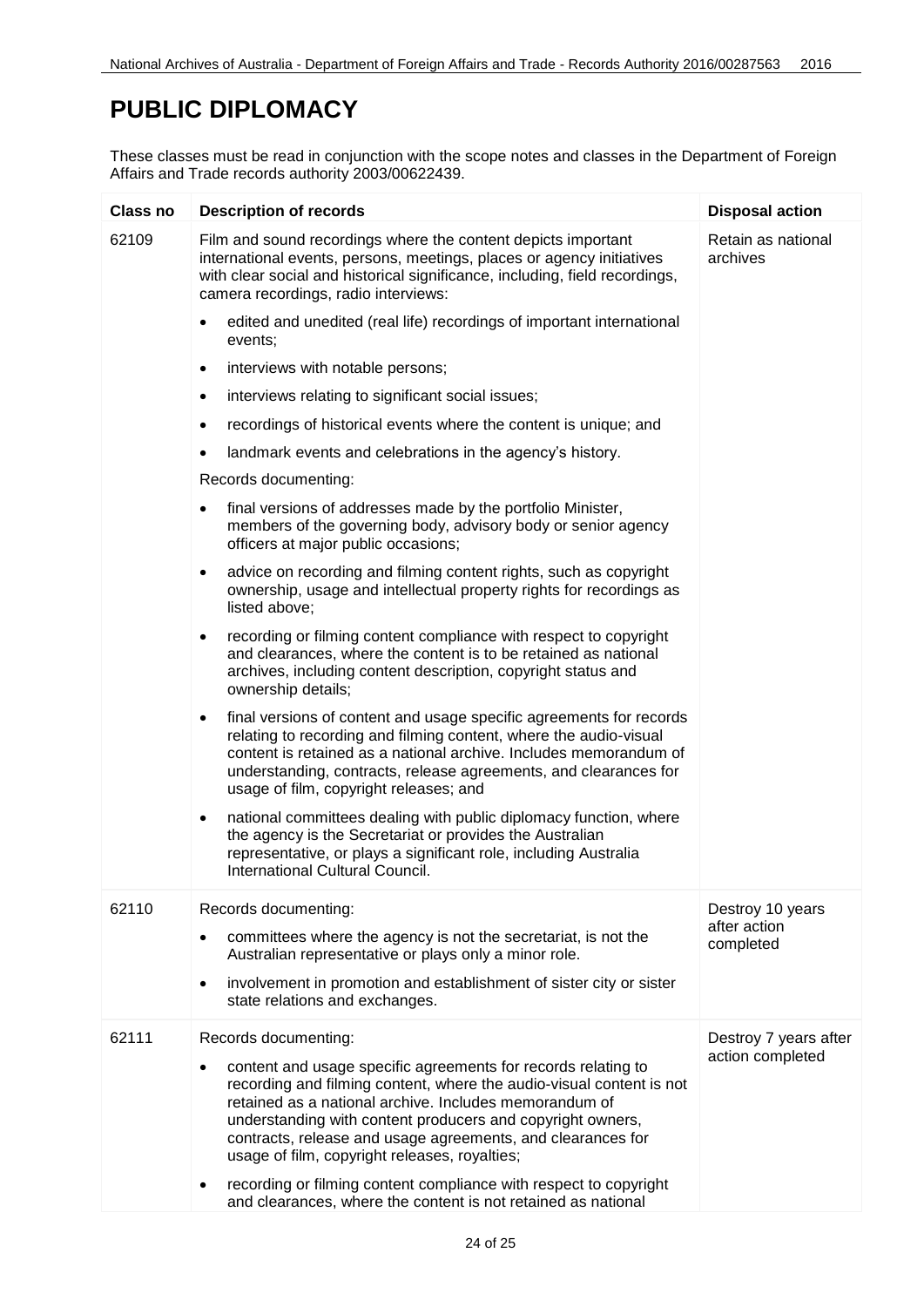# PUBLIC DIPLOMACY

These classes must be read in conjunction with the scope notes and classes in the Department of Foreign Affairs and Trade records authority 2003/00622439.

| Class no | Description of records | Disposal action |
|---|---|---|
| 62109 | Film and sound recordings where the content depicts important international events, persons, meetings, places or agency initiatives with clear social and historical significance, including, field recordings, camera recordings, radio interviews:<br>• edited and unedited (real life) recordings of important international events;<br>• interviews with notable persons;<br>• interviews relating to significant social issues;<br>• recordings of historical events where the content is unique; and<br>• landmark events and celebrations in the agency's history.<br>Records documenting:<br>• final versions of addresses made by the portfolio Minister, members of the governing body, advisory body or senior agency officers at major public occasions;<br>• advice on recording and filming content rights, such as copyright ownership, usage and intellectual property rights for recordings as listed above;<br>• recording or filming content compliance with respect to copyright and clearances, where the content is to be retained as national archives, including content description, copyright status and ownership details;<br>• final versions of content and usage specific agreements for records relating to recording and filming content, where the audio-visual content is retained as a national archive. Includes memorandum of understanding, contracts, release agreements, and clearances for usage of film, copyright releases; and<br>• national committees dealing with public diplomacy function, where the agency is the Secretariat or provides the Australian representative, or plays a significant role, including Australia International Cultural Council. | Retain as national archives |
| 62110 | Records documenting:<br>• committees where the agency is not the secretariat, is not the Australian representative or plays only a minor role.<br>• involvement in promotion and establishment of sister city or sister state relations and exchanges. | Destroy 10 years after action completed |
| 62111 | Records documenting:<br>• content and usage specific agreements for records relating to recording and filming content, where the audio-visual content is not retained as a national archive. Includes memorandum of understanding with content producers and copyright owners, contracts, release and usage agreements, and clearances for usage of film, copyright releases, royalties;<br>• recording or filming content compliance with respect to copyright and clearances, where the content is not retained as national | Destroy 7 years after action completed |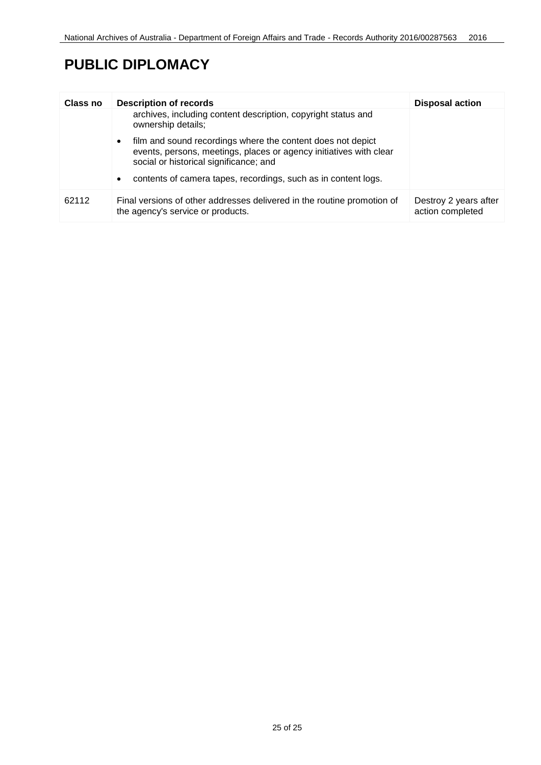# PUBLIC DIPLOMACY

| Class no | Description of records | Disposal action |
|---|---|---|
| | archives, including content description, copyright status and ownership details;<br>• film and sound recordings where the content does not depict events, persons, meetings, places or agency initiatives with clear social or historical significance; and<br>• contents of camera tapes, recordings, such as in content logs. | |
| 62112 | Final versions of other addresses delivered in the routine promotion of the agency's service or products. | Destroy 2 years after action completed |